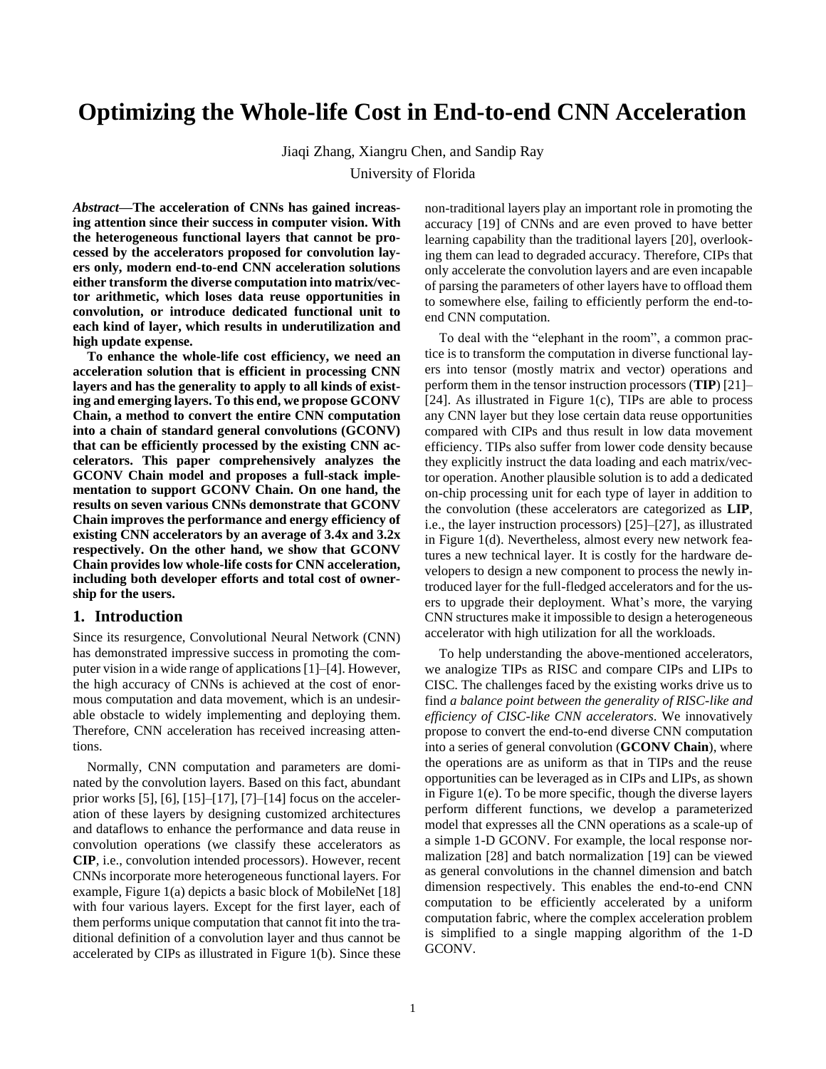# Optimizing the Whole-life Cost in End-to-end CNN Acceleration

Jiaqi Zhang, Xiangru Chen, and Sandip Ray

University of Florida

***Abstract*—The acceleration of CNNs has gained increasing attention since their success in computer vision. With the heterogeneous functional layers that cannot be processed by the accelerators proposed for convolution layers only, modern end-to-end CNN acceleration solutions either transform the diverse computation into matrix/vector arithmetic, which loses data reuse opportunities in convolution, or introduce dedicated functional unit to each kind of layer, which results in underutilization and high update expense.**

**To enhance the whole-life cost efficiency, we need an acceleration solution that is efficient in processing CNN layers and has the generality to apply to all kinds of existing and emerging layers. To this end, we propose GCONV Chain, a method to convert the entire CNN computation into a chain of standard general convolutions (GCONV) that can be efficiently processed by the existing CNN accelerators. This paper comprehensively analyzes the GCONV Chain model and proposes a full-stack implementation to support GCONV Chain. On one hand, the results on seven various CNNs demonstrate that GCONV Chain improves the performance and energy efficiency of existing CNN accelerators by an average of 3.4x and 3.2x respectively. On the other hand, we show that GCONV Chain provides low whole-life costs for CNN acceleration, including both developer efforts and total cost of ownership for the users.**

## 1. Introduction

Since its resurgence, Convolutional Neural Network (CNN) has demonstrated impressive success in promoting the computer vision in a wide range of applications [1]–[4]. However, the high accuracy of CNNs is achieved at the cost of enormous computation and data movement, which is an undesirable obstacle to widely implementing and deploying them. Therefore, CNN acceleration has received increasing attentions.

Normally, CNN computation and parameters are dominated by the convolution layers. Based on this fact, abundant prior works [5], [6], [15]–[17], [7]–[14] focus on the acceleration of these layers by designing customized architectures and dataflows to enhance the performance and data reuse in convolution operations (we classify these accelerators as **CIP**, i.e., convolution intended processors). However, recent CNNs incorporate more heterogeneous functional layers. For example, Figure 1(a) depicts a basic block of MobileNet [18] with four various layers. Except for the first layer, each of them performs unique computation that cannot fit into the traditional definition of a convolution layer and thus cannot be accelerated by CIPs as illustrated in Figure 1(b). Since these non-traditional layers play an important role in promoting the accuracy [19] of CNNs and are even proved to have better learning capability than the traditional layers [20], overlooking them can lead to degraded accuracy. Therefore, CIPs that only accelerate the convolution layers and are even incapable of parsing the parameters of other layers have to offload them to somewhere else, failing to efficiently perform the end-to-end CNN computation.

To deal with the "elephant in the room", a common practice is to transform the computation in diverse functional layers into tensor (mostly matrix and vector) operations and perform them in the tensor instruction processors (**TIP**) [21]–[24]. As illustrated in Figure 1(c), TIPs are able to process any CNN layer but they lose certain data reuse opportunities compared with CIPs and thus result in low data movement efficiency. TIPs also suffer from lower code density because they explicitly instruct the data loading and each matrix/vector operation. Another plausible solution is to add a dedicated on-chip processing unit for each type of layer in addition to the convolution (these accelerators are categorized as **LIP**, i.e., the layer instruction processors) [25]–[27], as illustrated in Figure 1(d). Nevertheless, almost every new network features a new technical layer. It is costly for the hardware developers to design a new component to process the newly introduced layer for the full-fledged accelerators and for the users to upgrade their deployment. What's more, the varying CNN structures make it impossible to design a heterogeneous accelerator with high utilization for all the workloads.

To help understanding the above-mentioned accelerators, we analogize TIPs as RISC and compare CIPs and LIPs to CISC. The challenges faced by the existing works drive us to find *a balance point between the generality of RISC-like and efficiency of CISC-like CNN accelerators*. We innovatively propose to convert the end-to-end diverse CNN computation into a series of general convolution (**GCONV Chain**), where the operations are as uniform as that in TIPs and the reuse opportunities can be leveraged as in CIPs and LIPs, as shown in Figure 1(e). To be more specific, though the diverse layers perform different functions, we develop a parameterized model that expresses all the CNN operations as a scale-up of a simple 1-D GCONV. For example, the local response normalization [28] and batch normalization [19] can be viewed as general convolutions in the channel dimension and batch dimension respectively. This enables the end-to-end CNN computation to be efficiently accelerated by a uniform computation fabric, where the complex acceleration problem is simplified to a single mapping algorithm of the 1-D GCONV.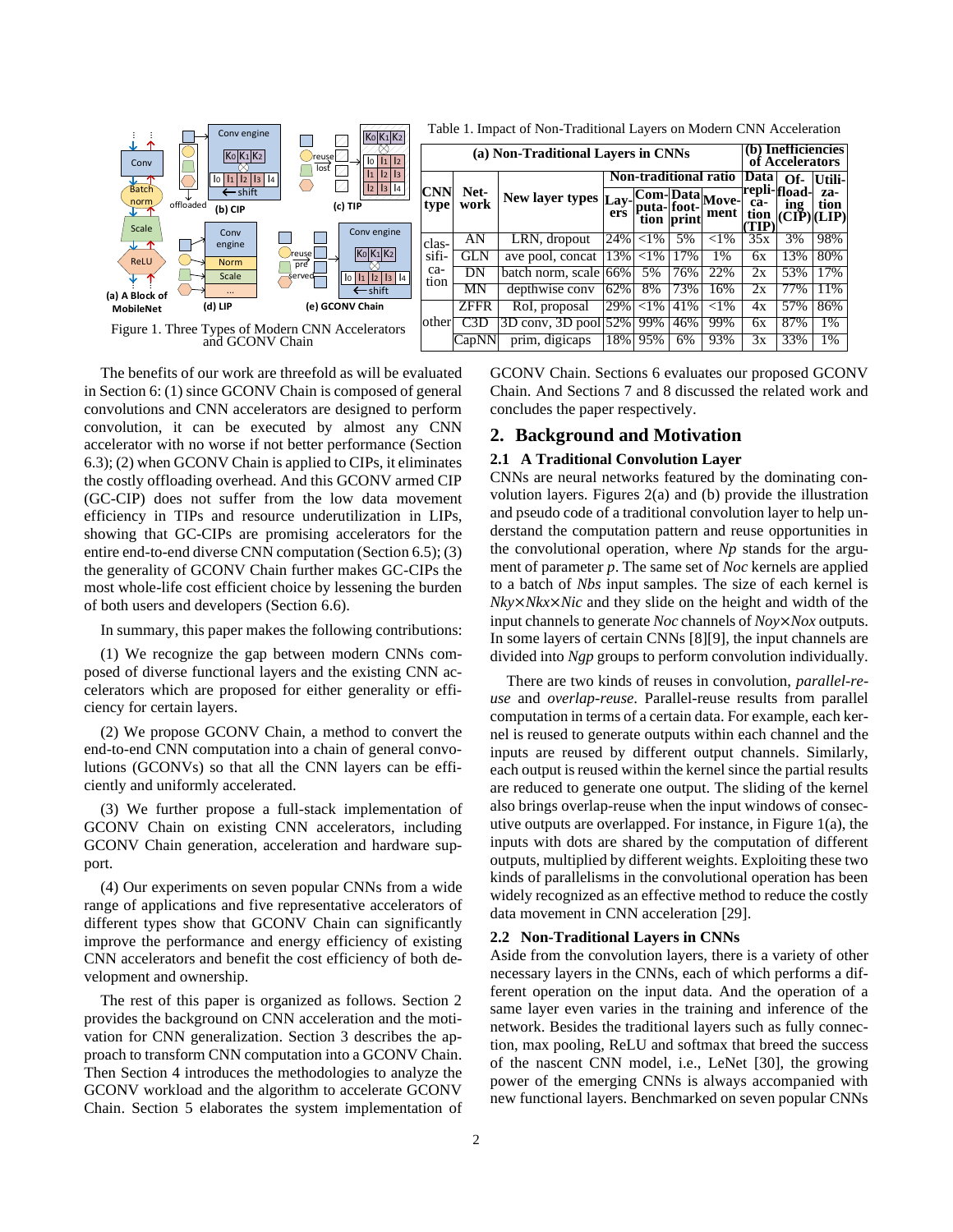Figure 1. Three Types of Modern CNN Accelerators and GCONV Chain

Table 1. Impact of Non-Traditional Layers on Modern CNN Acceleration

| (a) Non-Traditional Layers in CNNs | | | | | | | (b) Inefficiencies of Accelerators | | |
|---|---|---|---|---|---|---|---|---|---|
| | | | Non-traditional ratio | | | | Data | Of- | Utili- |
| CNN type | Net-work | New layer types | Lay-ers | Com-puta-tion | Data foot-print | Move-ment | repli-ca-tion (TIP) | fload-ing (CIP) | za-tion (LIP) |
| clas-sifi-ca-tion | AN | LRN, dropout | 24% | <1% | 5% | <1% | 35x | 3% | 98% |
| | GLN | ave pool, concat | 13% | <1% | 17% | 1% | 6x | 13% | 80% |
| | DN | batch norm, scale | 66% | 5% | 76% | 22% | 2x | 53% | 17% |
| | MN | depthwise conv | 62% | 8% | 73% | 16% | 2x | 77% | 11% |
| other | ZFFR | RoI, proposal | 29% | <1% | 41% | <1% | 4x | 57% | 86% |
| | C3D | 3D conv, 3D pool | 52% | 99% | 46% | 99% | 6x | 87% | 1% |
| | CapNN | prim, digicaps | 18% | 95% | 6% | 93% | 3x | 33% | 1% |

The benefits of our work are threefold as will be evaluated in Section 6: (1) since GCONV Chain is composed of general convolutions and CNN accelerators are designed to perform convolution, it can be executed by almost any CNN accelerator with no worse if not better performance (Section 6.3); (2) when GCONV Chain is applied to CIPs, it eliminates the costly offloading overhead. And this GCONV armed CIP (GC-CIP) does not suffer from the low data movement efficiency in TIPs and resource underutilization in LIPs, showing that GC-CIPs are promising accelerators for the entire end-to-end diverse CNN computation (Section 6.5); (3) the generality of GCONV Chain further makes GC-CIPs the most whole-life cost efficient choice by lessening the burden of both users and developers (Section 6.6).

In summary, this paper makes the following contributions:

(1) We recognize the gap between modern CNNs composed of diverse functional layers and the existing CNN accelerators which are proposed for either generality or efficiency for certain layers.

(2) We propose GCONV Chain, a method to convert the end-to-end CNN computation into a chain of general convolutions (GCONVs) so that all the CNN layers can be efficiently and uniformly accelerated.

(3) We further propose a full-stack implementation of GCONV Chain on existing CNN accelerators, including GCONV Chain generation, acceleration and hardware support.

(4) Our experiments on seven popular CNNs from a wide range of applications and five representative accelerators of different types show that GCONV Chain can significantly improve the performance and energy efficiency of existing CNN accelerators and benefit the cost efficiency of both development and ownership.

The rest of this paper is organized as follows. Section 2 provides the background on CNN acceleration and the motivation for CNN generalization. Section 3 describes the approach to transform CNN computation into a GCONV Chain. Then Section 4 introduces the methodologies to analyze the GCONV workload and the algorithm to accelerate GCONV Chain. Section 5 elaborates the system implementation of GCONV Chain. Sections 6 evaluates our proposed GCONV Chain. And Sections 7 and 8 discussed the related work and concludes the paper respectively.

## 2. Background and Motivation

### 2.1 A Traditional Convolution Layer

CNNs are neural networks featured by the dominating convolution layers. Figures 2(a) and (b) provide the illustration and pseudo code of a traditional convolution layer to help understand the computation pattern and reuse opportunities in the convolutional operation, where *Np* stands for the argument of parameter *p*. The same set of *Noc* kernels are applied to a batch of *Nbs* input samples. The size of each kernel is *Nky*×*Nkx*×*Nic* and they slide on the height and width of the input channels to generate *Noc* channels of *Noy*×*Nox* outputs. In some layers of certain CNNs [8][9], the input channels are divided into *Ngp* groups to perform convolution individually.

There are two kinds of reuses in convolution, *parallel-reuse* and *overlap-reuse*. Parallel-reuse results from parallel computation in terms of a certain data. For example, each kernel is reused to generate outputs within each channel and the inputs are reused by different output channels. Similarly, each output is reused within the kernel since the partial results are reduced to generate one output. The sliding of the kernel also brings overlap-reuse when the input windows of consecutive outputs are overlapped. For instance, in Figure 1(a), the inputs with dots are shared by the computation of different outputs, multiplied by different weights. Exploiting these two kinds of parallelisms in the convolutional operation has been widely recognized as an effective method to reduce the costly data movement in CNN acceleration [29].

### 2.2 Non-Traditional Layers in CNNs

Aside from the convolution layers, there is a variety of other necessary layers in the CNNs, each of which performs a different operation on the input data. And the operation of a same layer even varies in the training and inference of the network. Besides the traditional layers such as fully connection, max pooling, ReLU and softmax that breed the success of the nascent CNN model, i.e., LeNet [30], the growing power of the emerging CNNs is always accompanied with new functional layers. Benchmarked on seven popular CNNs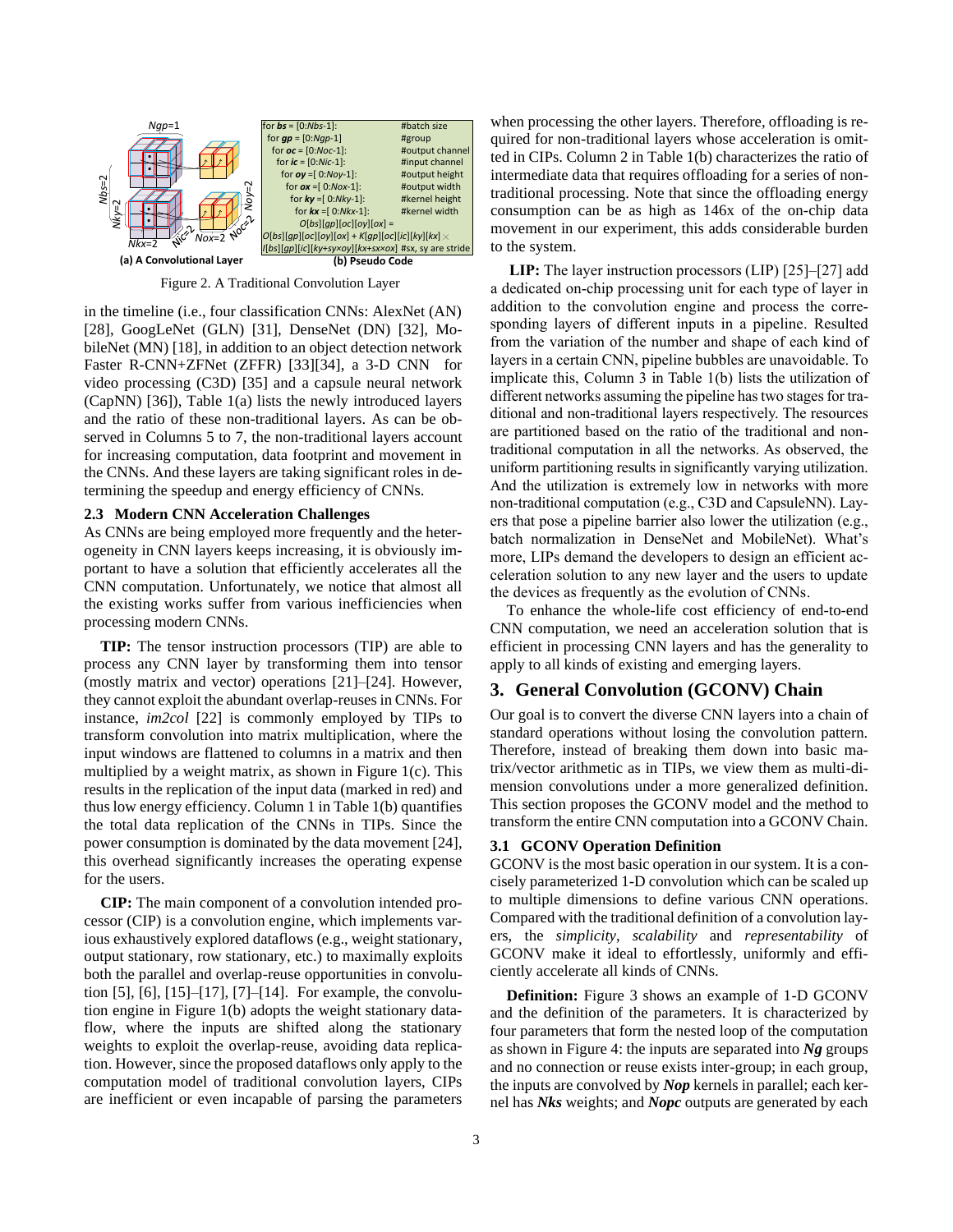```
for bs = [0:Nbs-1]:                                   #batch size
  for gp = [0:Ngp-1]                                  #group
    for oc = [0:Noc-1]:                               #output channel
      for ic = [0:Nic-1]:                             #input channel
        for oy =[ 0:Noy-1]:                           #output height
          for ox =[ 0:Nox-1]:                         #output width
            for ky =[ 0:Nky-1]:                       #kernel height
              for kx =[ 0:Nkx-1]:                     #kernel width
                O[bs][gp][oc][oy][ox] =
O[bs][gp][oc][oy][ox] + K[gp][oc][ic][ky][kx] ×
I[bs][gp][ic][ky+sy×oy][kx+sx×ox] #sx, sy are stride
```

**(a) A Convolutional Layer** **(b) Pseudo Code**

Figure 2. A Traditional Convolution Layer

in the timeline (i.e., four classification CNNs: AlexNet (AN) [28], GoogLeNet (GLN) [31], DenseNet (DN) [32], MobileNet (MN) [18], in addition to an object detection network Faster R-CNN+ZFNet (ZFFR) [33][34], a 3-D CNN for video processing (C3D) [35] and a capsule neural network (CapNN) [36]), Table 1(a) lists the newly introduced layers and the ratio of these non-traditional layers. As can be observed in Columns 5 to 7, the non-traditional layers account for increasing computation, data footprint and movement in the CNNs. And these layers are taking significant roles in determining the speedup and energy efficiency of CNNs.

### 2.3 Modern CNN Acceleration Challenges

As CNNs are being employed more frequently and the heterogeneity in CNN layers keeps increasing, it is obviously important to have a solution that efficiently accelerates all the CNN computation. Unfortunately, we notice that almost all the existing works suffer from various inefficiencies when processing modern CNNs.

**TIP:** The tensor instruction processors (TIP) are able to process any CNN layer by transforming them into tensor (mostly matrix and vector) operations [21]–[24]. However, they cannot exploit the abundant overlap-reuses in CNNs. For instance, *im2col* [22] is commonly employed by TIPs to transform convolution into matrix multiplication, where the input windows are flattened to columns in a matrix and then multiplied by a weight matrix, as shown in Figure 1(c). This results in the replication of the input data (marked in red) and thus low energy efficiency. Column 1 in Table 1(b) quantifies the total data replication of the CNNs in TIPs. Since the power consumption is dominated by the data movement [24], this overhead significantly increases the operating expense for the users.

**CIP:** The main component of a convolution intended processor (CIP) is a convolution engine, which implements various exhaustively explored dataflows (e.g., weight stationary, output stationary, row stationary, etc.) to maximally exploits both the parallel and overlap-reuse opportunities in convolution [5], [6], [15]–[17], [7]–[14]. For example, the convolution engine in Figure 1(b) adopts the weight stationary dataflow, where the inputs are shifted along the stationary weights to exploit the overlap-reuse, avoiding data replication. However, since the proposed dataflows only apply to the computation model of traditional convolution layers, CIPs are inefficient or even incapable of parsing the parameters when processing the other layers. Therefore, offloading is required for non-traditional layers whose acceleration is omitted in CIPs. Column 2 in Table 1(b) characterizes the ratio of intermediate data that requires offloading for a series of non-traditional processing. Note that since the offloading energy consumption can be as high as 146x of the on-chip data movement in our experiment, this adds considerable burden to the system.

**LIP:** The layer instruction processors (LIP) [25]–[27] add a dedicated on-chip processing unit for each type of layer in addition to the convolution engine and process the corresponding layers of different inputs in a pipeline. Resulted from the variation of the number and shape of each kind of layers in a certain CNN, pipeline bubbles are unavoidable. To implicate this, Column 3 in Table 1(b) lists the utilization of different networks assuming the pipeline has two stages for traditional and non-traditional layers respectively. The resources are partitioned based on the ratio of the traditional and non-traditional computation in all the networks. As observed, the uniform partitioning results in significantly varying utilization. And the utilization is extremely low in networks with more non-traditional computation (e.g., C3D and CapsuleNN). Layers that pose a pipeline barrier also lower the utilization (e.g., batch normalization in DenseNet and MobileNet). What's more, LIPs demand the developers to design an efficient acceleration solution to any new layer and the users to update the devices as frequently as the evolution of CNNs.

To enhance the whole-life cost efficiency of end-to-end CNN computation, we need an acceleration solution that is efficient in processing CNN layers and has the generality to apply to all kinds of existing and emerging layers.

## 3. General Convolution (GCONV) Chain

Our goal is to convert the diverse CNN layers into a chain of standard operations without losing the convolution pattern. Therefore, instead of breaking them down into basic matrix/vector arithmetic as in TIPs, we view them as multi-dimension convolutions under a more generalized definition. This section proposes the GCONV model and the method to transform the entire CNN computation into a GCONV Chain.

### 3.1 GCONV Operation Definition

GCONV is the most basic operation in our system. It is a concisely parameterized 1-D convolution which can be scaled up to multiple dimensions to define various CNN operations. Compared with the traditional definition of a convolution layers, the *simplicity*, *scalability* and *representability* of GCONV make it ideal to effortlessly, uniformly and efficiently accelerate all kinds of CNNs.

**Definition:** Figure 3 shows an example of 1-D GCONV and the definition of the parameters. It is characterized by four parameters that form the nested loop of the computation as shown in Figure 4: the inputs are separated into ***Ng*** groups and no connection or reuse exists inter-group; in each group, the inputs are convolved by ***Nop*** kernels in parallel; each kernel has ***Nks*** weights; and ***Nopc*** outputs are generated by each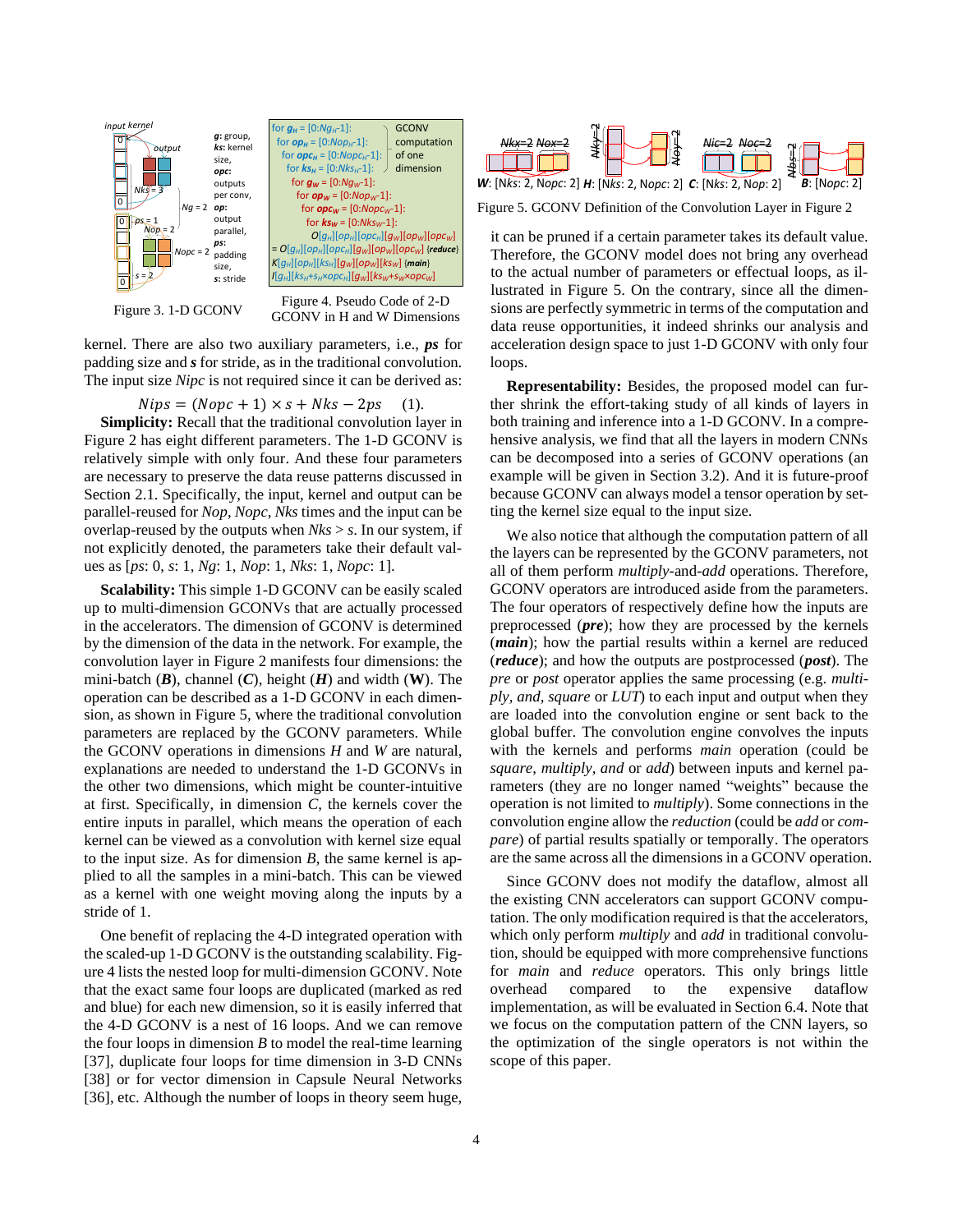Figure 3. 1-D GCONV

```
for gH = [0:NgH-1]:                     GCONV
 for opH = [0:NopH-1]:                  computation
  for opcH = [0:NopcH-1]:               of one
   for ksH = [0:NksH-1]:                dimension
    for gW = [0:NgW-1]:
     for opW = [0:NopW-1]:
      for opcW = [0:NopcW-1]:
       for ksW = [0:NksW-1]:
        O[gH][opH][opcH][gW][opW][opcW]
= O[gH][opH][opcH][gW][opW][opcW] {reduce}
K[gH][opH][ksH][gW][opW][ksW] {main}
I[gH][ksH+sH×opcH][gW][ksW+sW×opcW]
```

Figure 4. Pseudo Code of 2-D GCONV in H and W Dimensions

kernel. There are also two auxiliary parameters, i.e., ***ps*** for padding size and ***s*** for stride, as in the traditional convolution. The input size *Nipc* is not required since it can be derived as:

$$Nips = (Nopc + 1) \times s + Nks - 2ps \quad (1).$$

**Simplicity:** Recall that the traditional convolution layer in Figure 2 has eight different parameters. The 1-D GCONV is relatively simple with only four. And these four parameters are necessary to preserve the data reuse patterns discussed in Section 2.1. Specifically, the input, kernel and output can be parallel-reused for *Nop*, *Nopc*, *Nks* times and the input can be overlap-reused by the outputs when *Nks* > *s*. In our system, if not explicitly denoted, the parameters take their default values as [*ps*: 0, *s*: 1, *Ng*: 1, *Nop*: 1, *Nks*: 1, *Nopc*: 1].

**Scalability:** This simple 1-D GCONV can be easily scaled up to multi-dimension GCONVs that are actually processed in the accelerators. The dimension of GCONV is determined by the dimension of the data in the network. For example, the convolution layer in Figure 2 manifests four dimensions: the mini-batch (***B***), channel (***C***), height (***H***) and width (**W**). The operation can be described as a 1-D GCONV in each dimension, as shown in Figure 5, where the traditional convolution parameters are replaced by the GCONV parameters. While the GCONV operations in dimensions *H* and *W* are natural, explanations are needed to understand the 1-D GCONVs in the other two dimensions, which might be counter-intuitive at first. Specifically, in dimension *C*, the kernels cover the entire inputs in parallel, which means the operation of each kernel can be viewed as a convolution with kernel size equal to the input size. As for dimension *B*, the same kernel is applied to all the samples in a mini-batch. This can be viewed as a kernel with one weight moving along the inputs by a stride of 1.

One benefit of replacing the 4-D integrated operation with the scaled-up 1-D GCONV is the outstanding scalability. Figure 4 lists the nested loop for multi-dimension GCONV. Note that the exact same four loops are duplicated (marked as red and blue) for each new dimension, so it is easily inferred that the 4-D GCONV is a nest of 16 loops. And we can remove the four loops in dimension *B* to model the real-time learning [37], duplicate four loops for time dimension in 3-D CNNs [38] or for vector dimension in Capsule Neural Networks [36], etc. Although the number of loops in theory seem huge,

***W***: [Nks: 2, Nopc: 2] ***H***: [Nks: 2, Nopc: 2] ***C***: [Nks: 2, Nop: 2] ***B***: [Nopc: 2]

Figure 5. GCONV Definition of the Convolution Layer in Figure 2

it can be pruned if a certain parameter takes its default value. Therefore, the GCONV model does not bring any overhead to the actual number of parameters or effectual loops, as illustrated in Figure 5. On the contrary, since all the dimensions are perfectly symmetric in terms of the computation and data reuse opportunities, it indeed shrinks our analysis and acceleration design space to just 1-D GCONV with only four loops.

**Representability:** Besides, the proposed model can further shrink the effort-taking study of all kinds of layers in both training and inference into a 1-D GCONV. In a comprehensive analysis, we find that all the layers in modern CNNs can be decomposed into a series of GCONV operations (an example will be given in Section 3.2). And it is future-proof because GCONV can always model a tensor operation by setting the kernel size equal to the input size.

We also notice that although the computation pattern of all the layers can be represented by the GCONV parameters, not all of them perform *multiply*-and-*add* operations. Therefore, GCONV operators are introduced aside from the parameters. The four operators of respectively define how the inputs are preprocessed (***pre***); how they are processed by the kernels (***main***); how the partial results within a kernel are reduced (***reduce***); and how the outputs are postprocessed (***post***). The *pre* or *post* operator applies the same processing (e.g. *multiply, and, square* or *LUT*) to each input and output when they are loaded into the convolution engine or sent back to the global buffer. The convolution engine convolves the inputs with the kernels and performs *main* operation (could be *square*, *multiply, and* or *add*) between inputs and kernel parameters (they are no longer named "weights" because the operation is not limited to *multiply*). Some connections in the convolution engine allow the *reduction* (could be *add* or *compare*) of partial results spatially or temporally. The operators are the same across all the dimensions in a GCONV operation.

Since GCONV does not modify the dataflow, almost all the existing CNN accelerators can support GCONV computation. The only modification required is that the accelerators, which only perform *multiply* and *add* in traditional convolution, should be equipped with more comprehensive functions for *main* and *reduce* operators. This only brings little overhead compared to the expensive dataflow implementation, as will be evaluated in Section 6.4. Note that we focus on the computation pattern of the CNN layers, so the optimization of the single operators is not within the scope of this paper.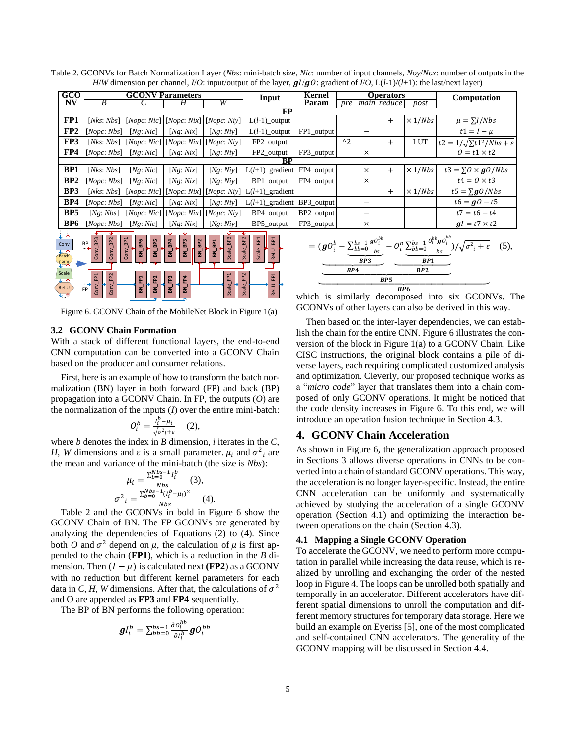Table 2. GCONVs for Batch Normalization Layer (*Nbs*: mini-batch size, *Nic*: number of input channels, *Noy*/*Nox*: number of outputs in the *H*/*W* dimension per channel, *I*/*O*: input/output of the layer, $\boldsymbol{gI}/\boldsymbol{gO}$: gradient of *I*/*O*, L(*l*-1)/(*l*+1): the last/next layer)

| GCONV | GCONV Parameters | | | | Input | Kernel Param | Operators | | | | Computation |
|---|---|---|---|---|---|---|---|---|---|---|---|
| | *B* | *C* | *H* | *W* | | | *pre* | *main* | *reduce* | *post* | |
| **FP** | | | | | | | | | | | |
| **FP1** | [*Nks*: *Nbs*] | [*Nopc*: *Nic*] | [*Nopc*: *Nix*] | [*Nopc*: *Niy*] | L(*l*-1)\_output | | | | + | $\times 1/Nbs$ | $\mu = \sum I/Nbs$ |
| **FP2** | [*Nopc*: *Nbs*] | [*Ng*: *Nic*] | [*Ng*: *Nix*] | [*Ng*: *Niy*] | L(*l*-1)\_output | FP1\_output | | − | | | $t1 = I - \mu$ |
| **FP3** | [*Nks*: *Nbs*] | [*Nopc*: *Nic*] | [*Nopc*: *Nix*] | [*Nopc*: *Niy*] | FP2\_output | | ^2 | | + | LUT | $t2 = 1/\sqrt{\sum t1^2/Nbs + \varepsilon}$ |
| **FP4** | [*Nopc*: *Nbs*] | [*Ng*: *Nic*] | [*Ng*: *Nix*] | [*Ng*: *Niy*] | FP2\_output | FP3\_output | | × | | | $O = t1 \times t2$ |
| **BP** | | | | | | | | | | | |
| **BP1** | [*Nks*: *Nbs*] | [*Ng*: *Nic*] | [*Ng*: *Nix*] | [*Ng*: *Niy*] | L(*l*+1)\_gradient | FP4\_output | | × | + | $\times 1/Nbs$ | $t3 = \sum O \times \boldsymbol{g}O/Nbs$ |
| **BP2** | [*Nopc*: *Nbs*] | [*Ng*: *Nic*] | [*Ng*: *Nix*] | [*Ng*: *Niy*] | BP1\_output | FP4\_output | | × | | | $t4 = O \times t3$ |
| **BP3** | [*Nks*: *Nbs*] | [*Nopc*: *Nic*] | [*Nopc*: *Nix*] | [*Nopc*: *Niy*] | L(*l*+1)\_gradient | | | | + | $\times 1/Nbs$ | $t5 = \sum \boldsymbol{g}O/Nbs$ |
| **BP4** | [*Nopc*: *Nbs*] | [*Ng*: *Nic*] | [*Ng*: *Nix*] | [*Ng*: *Niy*] | L(*l*+1)\_gradient | BP3\_output | | − | | | $t6 = \boldsymbol{g}O - t5$ |
| **BP5** | [*Ng*: *Nbs*] | [*Nopc*: *Nic*] | [*Nopc*: *Nix*] | [*Nopc*: *Niy*] | BP4\_output | BP2\_output | | − | | | $t7 = t6 - t4$ |
| **BP6** | [*Nopc*: *Nbs*] | [*Ng*: *Nic*] | [*Ng*: *Nix*] | [*Ng*: *Niy*] | BP5\_output | FP3\_output | | × | | | $\boldsymbol{g}I = t7 \times t2$ |

Figure 6. GCONV Chain of the MobileNet Block in Figure 1(a)

### 3.2 GCONV Chain Formation

With a stack of different functional layers, the end-to-end CNN computation can be converted into a GCONV Chain based on the producer and consumer relations.

First, here is an example of how to transform the batch normalization (BN) layer in both forward (FP) and back (BP) propagation into a GCONV Chain. In FP, the outputs (*O*) are the normalization of the inputs (*I*) over the entire mini-batch:

$$O_i^b = \frac{I_i^b - \mu_i}{\sqrt{\sigma^2{}_i + \varepsilon}} \quad (2),$$

where *b* denotes the index in *B* dimension, *i* iterates in the *C*, *H*, *W* dimensions and $\varepsilon$ is a small parameter. $\mu_i$ and $\sigma^2{}_i$ are the mean and variance of the mini-batch (the size is *Nbs*):

$$\mu_i = \frac{\sum_{b=0}^{Nbs-1} I_i^b}{Nbs} \quad (3),$$

$$\sigma^2{}_i = \frac{\sum_{b=0}^{Nbs-1} (I_i^b - \mu_i)^2}{Nbs} \quad (4).$$

Table 2 and the GCONVs in bold in Figure 6 show the GCONV Chain of BN. The FP GCONVs are generated by analyzing the dependencies of Equations (2) to (4). Since both *O* and $\sigma^2$ depend on $\mu$, the calculation of $\mu$ is first appended to the chain (**FP1**), which is a reduction in the *B* dimension. Then $(I - \mu)$ is calculated next **(FP2)** as a GCONV with no reduction but different kernel parameters for each data in *C*, *H*, *W* dimensions. After that, the calculations of $\sigma^2$ and O are appended as **FP3** and **FP4** sequentially.

The BP of BN performs the following operation:

$$\boldsymbol{g}I_i^b = \sum_{bb=0}^{bs-1} \frac{\partial O_i^{bb}}{\partial I_i^b} \boldsymbol{g}O_i^{bb}$$

$$= (\underbrace{\underbrace{\boldsymbol{g}O_i^b - \underbrace{\sum_{bb=0}^{bs-1} \frac{\boldsymbol{g}O_i^{bb}}{bs}}_{BP3}}_{BP4} - \underbrace{O_i^n \underbrace{\sum_{bb=0}^{bs-1} \frac{O_i^{bb} \boldsymbol{g}O_i^{bb}}{bs}}_{BP1}}_{BP2}}_{BP5}) / \sqrt{\sigma^2{}_i + \varepsilon} \quad (5),$$

with the whole expression labeled **BP6**, which is similarly decomposed into six GCONVs. The GCONVs of other layers can also be derived in this way.

Then based on the inter-layer dependencies, we can establish the chain for the entire CNN. Figure 6 illustrates the conversion of the block in Figure 1(a) to a GCONV Chain. Like CISC instructions, the original block contains a pile of diverse layers, each requiring complicated customized analysis and optimization. Cleverly, our proposed technique works as a "*micro code*" layer that translates them into a chain composed of only GCONV operations. It might be noticed that the code density increases in Figure 6. To this end, we will introduce an operation fusion technique in Section 4.3.

## 4. GCONV Chain Acceleration

As shown in Figure 6, the generalization approach proposed in Sections 3 allows diverse operations in CNNs to be converted into a chain of standard GCONV operations. This way, the acceleration is no longer layer-specific. Instead, the entire CNN acceleration can be uniformly and systematically achieved by studying the acceleration of a single GCONV operation (Section 4.1) and optimizing the interaction between operations on the chain (Section 4.3).

### 4.1 Mapping a Single GCONV Operation

To accelerate the GCONV, we need to perform more computation in parallel while increasing the data reuse, which is realized by unrolling and exchanging the order of the nested loop in Figure 4. The loops can be unrolled both spatially and temporally in an accelerator. Different accelerators have different spatial dimensions to unroll the computation and different memory structures for temporary data storage. Here we build an example on Eyeriss [5], one of the most complicated and self-contained CNN accelerators. The generality of the GCONV mapping will be discussed in Section 4.4.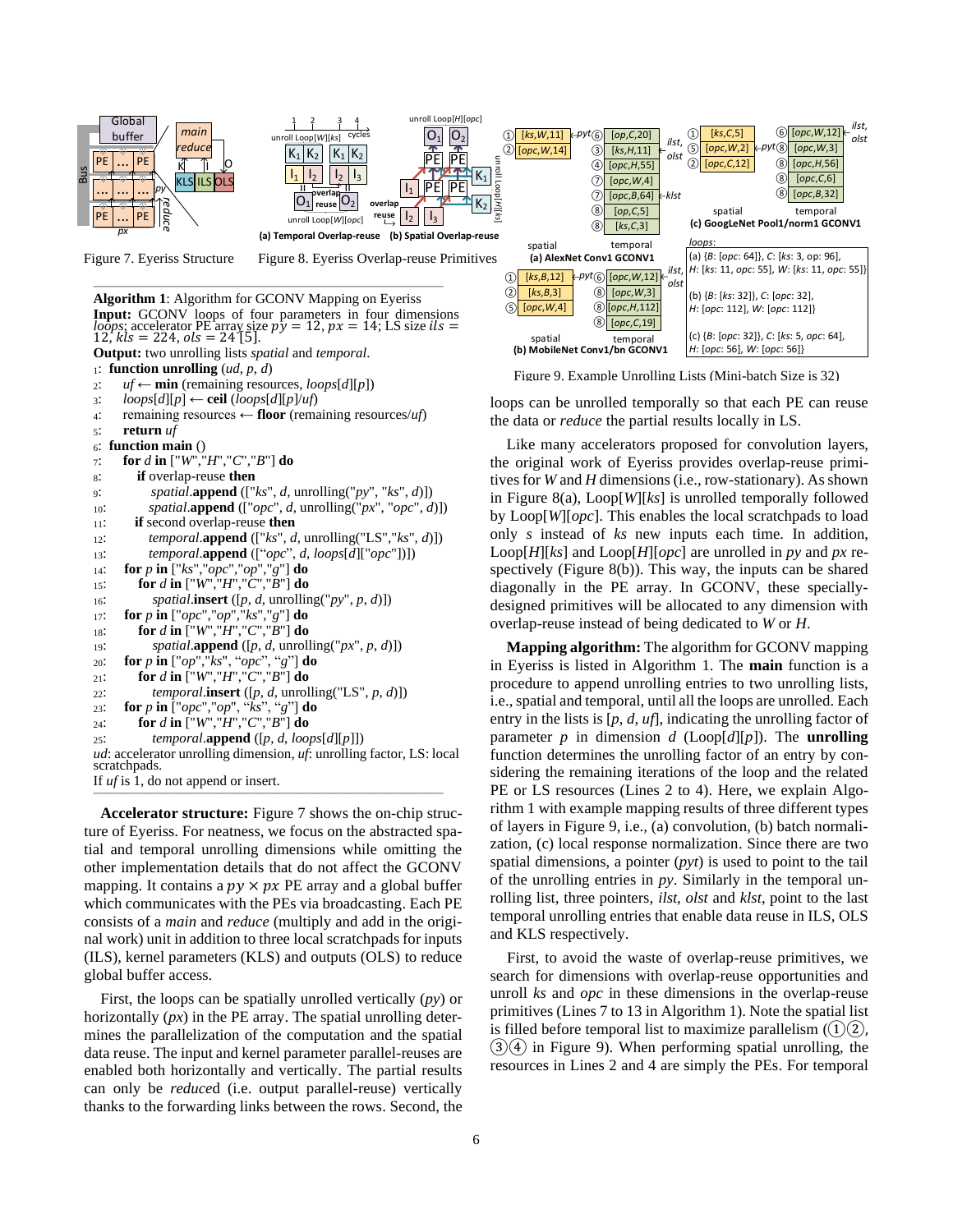Figure 7. Eyeriss Structure

Figure 8. Eyeriss Overlap-reuse Primitives

(a) Temporal Overlap-reuse (b) Spatial Overlap-reuse

(a) AlexNet Conv1 GCONV1

(b) MobileNet Conv1/bn GCONV1

(c) GoogLeNet Pool1/norm1 GCONV1

*loops*:

(a) {*B*: [*opc*: 64]}, *C*: [*ks*: 3, op: 96], *H*: [*ks*: 11, *opc*: 55], *W*: [*ks*: 11, *opc*: 55]}

(b) {*B*: [*ks*: 32]}, *C*: [*opc*: 32], *H*: [*opc*: 112], *W*: [*opc*: 112]}

(c) {*B*: [*opc*: 32]}, *C*: [*ks*: 5, *opc*: 64], *H*: [*opc*: 56], *W*: [*opc*: 56]}

Figure 9. Example Unrolling Lists (Mini-batch Size is 32)

---

**Algorithm 1**: Algorithm for GCONV Mapping on Eyeriss

**Input:** GCONV loops of four parameters in four dimensions *loops*; accelerator PE array size $py = 12$, $px = 14$; LS size $ils = 12$, $kls = 224$, $ols = 24$ [5].

**Output:** two unrolling lists *spatial* and *temporal*.

```
1:  function unrolling (ud, p, d)
2:      uf ← min (remaining resources, loops[d][p])
3:      loops[d][p] ← ceil (loops[d][p]/uf)
4:      remaining resources ← floor (remaining resources/uf)
5:      return uf
6:  function main ()
7:      for d in ["W","H","C","B"] do
8:          if overlap-reuse then
9:              spatial.append (["ks", d, unrolling("py", "ks", d)])
10:             spatial.append (["opc", d, unrolling("px", "opc", d)])
11:         if second overlap-reuse then
12:             temporal.append (["ks", d, unrolling("LS","ks", d)])
13:             temporal.append (["opc", d, loops[d]["opc"]])
14:     for p in ["ks","opc","op","g"] do
15:         for d in ["W","H","C","B"] do
16:             spatial.insert ([p, d, unrolling("py", p, d)])
17:     for p in ["opc","op","ks","g"] do
18:         for d in ["W","H","C","B"] do
19:             spatial.append ([p, d, unrolling("px", p, d)])
20:     for p in ["op","ks", "opc", "g"] do
21:         for d in ["W","H","C","B"] do
22:             temporal.insert ([p, d, unrolling("LS", p, d)])
23:     for p in ["opc","op", "ks", "g"] do
24:         for d in ["W","H","C","B"] do
25:             temporal.append ([p, d, loops[d][p]])
```

*ud*: accelerator unrolling dimension, *uf*: unrolling factor, LS: local scratchpads.
If *uf* is 1, do not append or insert.

---

**Accelerator structure:** Figure 7 shows the on-chip structure of Eyeriss. For neatness, we focus on the abstracted spatial and temporal unrolling dimensions while omitting the other implementation details that do not affect the GCONV mapping. It contains a $py \times px$ PE array and a global buffer which communicates with the PEs via broadcasting. Each PE consists of a *main* and *reduce* (multiply and add in the original work) unit in addition to three local scratchpads for inputs (ILS), kernel parameters (KLS) and outputs (OLS) to reduce global buffer access.

First, the loops can be spatially unrolled vertically (*py*) or horizontally (*px*) in the PE array. The spatial unrolling determines the parallelization of the computation and the spatial data reuse. The input and kernel parameter parallel-reuses are enabled both horizontally and vertically. The partial results can only be *reduce*d (i.e. output parallel-reuse) vertically thanks to the forwarding links between the rows. Second, the loops can be unrolled temporally so that each PE can reuse the data or *reduce* the partial results locally in LS.

Like many accelerators proposed for convolution layers, the original work of Eyeriss provides overlap-reuse primitives for *W* and *H* dimensions (i.e., row-stationary). As shown in Figure 8(a), Loop[*W*][*ks*] is unrolled temporally followed by Loop[*W*][*opc*]. This enables the local scratchpads to load only *s* instead of *ks* new inputs each time. In addition, Loop[*H*][*ks*] and Loop[*H*][*opc*] are unrolled in *py* and *px* respectively (Figure 8(b)). This way, the inputs can be shared diagonally in the PE array. In GCONV, these specially-designed primitives will be allocated to any dimension with overlap-reuse instead of being dedicated to *W* or *H*.

**Mapping algorithm:** The algorithm for GCONV mapping in Eyeriss is listed in Algorithm 1. The **main** function is a procedure to append unrolling entries to two unrolling lists, i.e., spatial and temporal, until all the loops are unrolled. Each entry in the lists is [*p*, *d*, *uf*], indicating the unrolling factor of parameter *p* in dimension *d* (Loop[*d*][*p*]). The **unrolling** function determines the unrolling factor of an entry by considering the remaining iterations of the loop and the related PE or LS resources (Lines 2 to 4). Here, we explain Algorithm 1 with example mapping results of three different types of layers in Figure 9, i.e., (a) convolution, (b) batch normalization, (c) local response normalization. Since there are two spatial dimensions, a pointer (*pyt*) is used to point to the tail of the unrolling entries in *py*. Similarly in the temporal unrolling list, three pointers, *ilst*, *olst* and *klst*, point to the last temporal unrolling entries that enable data reuse in ILS, OLS and KLS respectively.

First, to avoid the waste of overlap-reuse primitives, we search for dimensions with overlap-reuse opportunities and unroll *ks* and *opc* in these dimensions in the overlap-reuse primitives (Lines 7 to 13 in Algorithm 1). Note the spatial list is filled before temporal list to maximize parallelism (①②, ③④ in Figure 9). When performing spatial unrolling, the resources in Lines 2 and 4 are simply the PEs. For temporal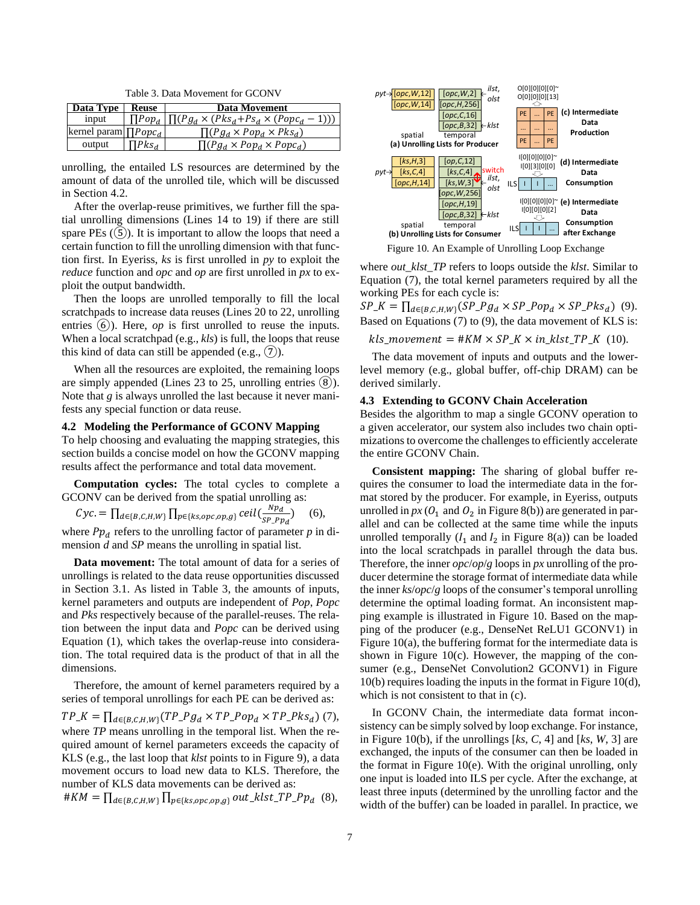Table 3. Data Movement for GCONV

| Data Type | Reuse | Data Movement |
|---|---|---|
| input | $\prod Pop_d$ | $\prod(Pg_d \times (Pks_d + Ps_d \times (Popc_d - 1)))$ |
| kernel param | $\prod Popc_d$ | $\prod(Pg_d \times Pop_d \times Pks_d)$ |
| output | $\prod Pks_d$ | $\prod(Pg_d \times Pop_d \times Popc_d)$ |

unrolling, the entailed LS resources are determined by the amount of data of the unrolled tile, which will be discussed in Section 4.2.

After the overlap-reuse primitives, we further fill the spatial unrolling dimensions (Lines 14 to 19) if there are still spare PEs (⑤). It is important to allow the loops that need a certain function to fill the unrolling dimension with that function first. In Eyeriss, *ks* is first unrolled in *py* to exploit the *reduce* function and *opc* and *op* are first unrolled in *px* to exploit the output bandwidth.

Then the loops are unrolled temporally to fill the local scratchpads to increase data reuses (Lines 20 to 22, unrolling entries ⑥). Here, *op* is first unrolled to reuse the inputs. When a local scratchpad (e.g., *kls*) is full, the loops that reuse this kind of data can still be appended (e.g., ⑦).

When all the resources are exploited, the remaining loops are simply appended (Lines 23 to 25, unrolling entries ⑧). Note that *g* is always unrolled the last because it never manifests any special function or data reuse.

### 4.2 Modeling the Performance of GCONV Mapping

To help choosing and evaluating the mapping strategies, this section builds a concise model on how the GCONV mapping results affect the performance and total data movement.

**Computation cycles:** The total cycles to complete a GCONV can be derived from the spatial unrolling as:

$$Cyc. = \prod_{d\in\{B,C,H,W\}} \prod_{p\in\{ks,opc,op,g\}} ceil\left(\frac{Np_d}{SP\_Pp_d}\right) \quad (6),$$

where $Pp_d$ refers to the unrolling factor of parameter *p* in dimension *d* and *SP* means the unrolling in spatial list.

**Data movement:** The total amount of data for a series of unrollings is related to the data reuse opportunities discussed in Section 3.1. As listed in Table 3, the amounts of inputs, kernel parameters and outputs are independent of *Pop*, *Popc* and *Pks* respectively because of the parallel-reuses. The relation between the input data and *Popc* can be derived using Equation (1), which takes the overlap-reuse into consideration. The total required data is the product of that in all the dimensions.

Therefore, the amount of kernel parameters required by a series of temporal unrollings for each PE can be derived as:

$$TP\_K = \prod_{d\in\{B,C,H,W\}}(TP\_Pg_d \times TP\_Pop_d \times TP\_Pks_d) \quad (7),$$

where *TP* means unrolling in the temporal list. When the required amount of kernel parameters exceeds the capacity of KLS (e.g., the last loop that *klst* points to in Figure 9), a data movement occurs to load new data to KLS. Therefore, the number of KLS data movements can be derived as:

$$\#KM = \prod_{d\in\{B,C,H,W\}} \prod_{p\in\{ks,opc,op,g\}} out\_klst\_TP\_Pp_d \quad (8),$$

Figure 10. An Example of Unrolling Loop Exchange

where *out_klst_TP* refers to loops outside the *klst*. Similar to Equation (7), the total kernel parameters required by all the working PEs for each cycle is:

$$SP\_K = \prod_{d\in\{B,C,H,W\}}(SP\_Pg_d \times SP\_Pop_d \times SP\_Pks_d) \quad (9).$$

Based on Equations (7) to (9), the data movement of KLS is:

$$kls\_movement = \#KM \times SP\_K \times in\_klst\_TP\_K \quad (10).$$

The data movement of inputs and outputs and the lower-level memory (e.g., global buffer, off-chip DRAM) can be derived similarly.

### 4.3 Extending to GCONV Chain Acceleration

Besides the algorithm to map a single GCONV operation to a given accelerator, our system also includes two chain optimizations to overcome the challenges to efficiently accelerate the entire GCONV Chain.

**Consistent mapping:** The sharing of global buffer requires the consumer to load the intermediate data in the format stored by the producer. For example, in Eyeriss, outputs unrolled in *px* ($O_1$ and $O_2$ in Figure 8(b)) are generated in parallel and can be collected at the same time while the inputs unrolled temporally ($I_1$ and $I_2$ in Figure 8(a)) can be loaded into the local scratchpads in parallel through the data bus. Therefore, the inner *opc*/*op*/*g* loops in *px* unrolling of the producer determine the storage format of intermediate data while the inner *ks*/*opc*/*g* loops of the consumer's temporal unrolling determine the optimal loading format. An inconsistent mapping example is illustrated in Figure 10. Based on the mapping of the producer (e.g., DenseNet ReLU1 GCONV1) in Figure 10(a), the buffering format for the intermediate data is shown in Figure 10(c). However, the mapping of the consumer (e.g., DenseNet Convolution2 GCONV1) in Figure 10(b) requires loading the inputs in the format in Figure 10(d), which is not consistent to that in (c).

In GCONV Chain, the intermediate data format inconsistency can be simply solved by loop exchange. For instance, in Figure 10(b), if the unrollings [*ks*, *C*, 4] and [*ks*, *W*, 3] are exchanged, the inputs of the consumer can then be loaded in the format in Figure 10(e). With the original unrolling, only one input is loaded into ILS per cycle. After the exchange, at least three inputs (determined by the unrolling factor and the width of the buffer) can be loaded in parallel. In practice, we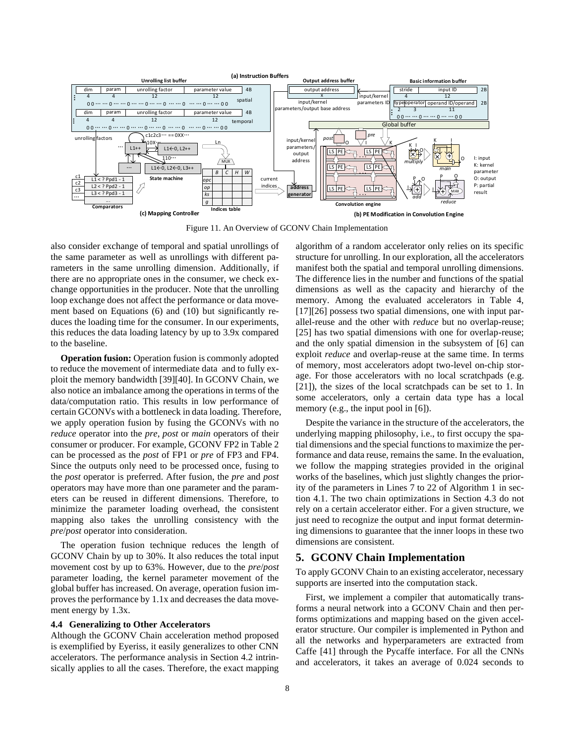Figure 11. An Overview of GCONV Chain Implementation

also consider exchange of temporal and spatial unrollings of the same parameter as well as unrollings with different parameters in the same unrolling dimension. Additionally, if there are no appropriate ones in the consumer, we check exchange opportunities in the producer. Note that the unrolling loop exchange does not affect the performance or data movement based on Equations (6) and (10) but significantly reduces the loading time for the consumer. In our experiments, this reduces the data loading latency by up to 3.9x compared to the baseline.

**Operation fusion:** Operation fusion is commonly adopted to reduce the movement of intermediate data and to fully exploit the memory bandwidth [39][40]. In GCONV Chain, we also notice an imbalance among the operations in terms of the data/computation ratio. This results in low performance of certain GCONVs with a bottleneck in data loading. Therefore, we apply operation fusion by fusing the GCONVs with no *reduce* operator into the *pre*, *post* or *main* operators of their consumer or producer. For example, GCONV FP2 in Table 2 can be processed as the *post* of FP1 or *pre* of FP3 and FP4. Since the outputs only need to be processed once, fusing to the *post* operator is preferred. After fusion, the *pre* and *post* operators may have more than one parameter and the parameters can be reused in different dimensions. Therefore, to minimize the parameter loading overhead, the consistent mapping also takes the unrolling consistency with the *pre*/*post* operator into consideration.

The operation fusion technique reduces the length of GCONV Chain by up to 30%. It also reduces the total input movement cost by up to 63%. However, due to the *pre*/*post* parameter loading, the kernel parameter movement of the global buffer has increased. On average, operation fusion improves the performance by 1.1x and decreases the data movement energy by 1.3x.

### 4.4 Generalizing to Other Accelerators

Although the GCONV Chain acceleration method proposed is exemplified by Eyeriss, it easily generalizes to other CNN accelerators. The performance analysis in Section 4.2 intrinsically applies to all the cases. Therefore, the exact mapping algorithm of a random accelerator only relies on its specific structure for unrolling. In our exploration, all the accelerators manifest both the spatial and temporal unrolling dimensions. The difference lies in the number and functions of the spatial dimensions as well as the capacity and hierarchy of the memory. Among the evaluated accelerators in Table 4, [17][26] possess two spatial dimensions, one with input parallel-reuse and the other with *reduce* but no overlap-reuse; [25] has two spatial dimensions with one for overlap-reuse; and the only spatial dimension in the subsystem of [6] can exploit *reduce* and overlap-reuse at the same time. In terms of memory, most accelerators adopt two-level on-chip storage. For those accelerators with no local scratchpads (e.g. [21]), the sizes of the local scratchpads can be set to 1. In some accelerators, only a certain data type has a local memory (e.g., the input pool in [6]).

Despite the variance in the structure of the accelerators, the underlying mapping philosophy, i.e., to first occupy the spatial dimensions and the special functions to maximize the performance and data reuse, remains the same. In the evaluation, we follow the mapping strategies provided in the original works of the baselines, which just slightly changes the priority of the parameters in Lines 7 to 22 of Algorithm 1 in section 4.1. The two chain optimizations in Section 4.3 do not rely on a certain accelerator either. For a given structure, we just need to recognize the output and input format determining dimensions to guarantee that the inner loops in these two dimensions are consistent.

## 5. GCONV Chain Implementation

To apply GCONV Chain to an existing accelerator, necessary supports are inserted into the computation stack.

First, we implement a compiler that automatically transforms a neural network into a GCONV Chain and then performs optimizations and mapping based on the given accelerator structure. Our compiler is implemented in Python and all the networks and hyperparameters are extracted from Caffe [41] through the Pycaffe interface. For all the CNNs and accelerators, it takes an average of 0.024 seconds to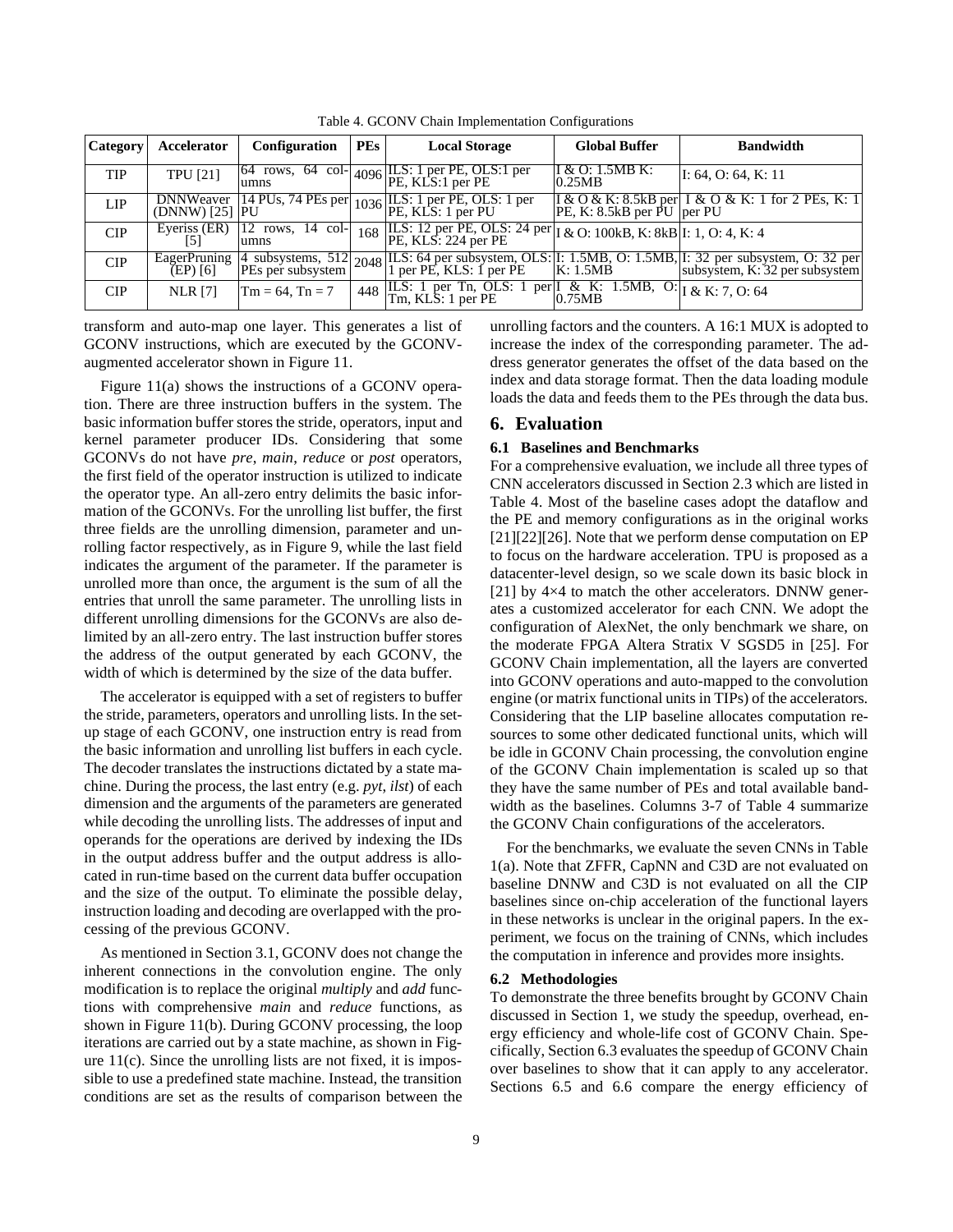Table 4. GCONV Chain Implementation Configurations

| Category | Accelerator | Configuration | PEs | Local Storage | Global Buffer | Bandwidth |
|---|---|---|---|---|---|---|
| TIP | TPU [21] | 64 rows, 64 columns | 4096 | ILS: 1 per PE, OLS:1 per PE, KLS:1 per PE | I & O: 1.5MB K: 0.25MB | I: 64, O: 64, K: 11 |
| LIP | DNNWeaver (DNNW) [25] | 14 PUs, 74 PEs per PU | 1036 | ILS: 1 per PE, OLS: 1 per PE, KLS: 1 per PU | I & O & K: 8.5kB per PE, K: 8.5kB per PU | I & O & K: 1 for 2 PEs, K: 1 per PU |
| CIP | Eyeriss (ER) [5] | 12 rows, 14 columns | 168 | ILS: 12 per PE, OLS: 24 per PE, KLS: 224 per PE | I & O: 100kB, K: 8kB | I: 1, O: 4, K: 4 |
| CIP | EagerPruning (EP) [6] | 4 subsystems, 512 PEs per subsystem | 2048 | ILS: 64 per subsystem, OLS: 1 per PE, KLS: 1 per PE | I: 1.5MB, O: 1.5MB, K: 1.5MB | I: 32 per subsystem, O: 32 per subsystem, K: 32 per subsystem |
| CIP | NLR [7] | Tm = 64, Tn = 7 | 448 | ILS: 1 per Tn, OLS: 1 per Tm, KLS: 1 per PE | I & K: 1.5MB, O: 0.75MB | I & K: 7, O: 64 |

transform and auto-map one layer. This generates a list of GCONV instructions, which are executed by the GCONV-augmented accelerator shown in Figure 11.

Figure 11(a) shows the instructions of a GCONV operation. There are three instruction buffers in the system. The basic information buffer stores the stride, operators, input and kernel parameter producer IDs. Considering that some GCONVs do not have *pre*, *main*, *reduce* or *post* operators, the first field of the operator instruction is utilized to indicate the operator type. An all-zero entry delimits the basic information of the GCONVs. For the unrolling list buffer, the first three fields are the unrolling dimension, parameter and unrolling factor respectively, as in Figure 9, while the last field indicates the argument of the parameter. If the parameter is unrolled more than once, the argument is the sum of all the entries that unroll the same parameter. The unrolling lists in different unrolling dimensions for the GCONVs are also delimited by an all-zero entry. The last instruction buffer stores the address of the output generated by each GCONV, the width of which is determined by the size of the data buffer.

The accelerator is equipped with a set of registers to buffer the stride, parameters, operators and unrolling lists. In the set-up stage of each GCONV, one instruction entry is read from the basic information and unrolling list buffers in each cycle. The decoder translates the instructions dictated by a state machine. During the process, the last entry (e.g. *pyt*, *ilst*) of each dimension and the arguments of the parameters are generated while decoding the unrolling lists. The addresses of input and operands for the operations are derived by indexing the IDs in the output address buffer and the output address is allocated in run-time based on the current data buffer occupation and the size of the output. To eliminate the possible delay, instruction loading and decoding are overlapped with the processing of the previous GCONV.

As mentioned in Section 3.1, GCONV does not change the inherent connections in the convolution engine. The only modification is to replace the original *multiply* and *add* functions with comprehensive *main* and *reduce* functions, as shown in Figure 11(b). During GCONV processing, the loop iterations are carried out by a state machine, as shown in Figure 11(c). Since the unrolling lists are not fixed, it is impossible to use a predefined state machine. Instead, the transition conditions are set as the results of comparison between the unrolling factors and the counters. A 16:1 MUX is adopted to increase the index of the corresponding parameter. The address generator generates the offset of the data based on the index and data storage format. Then the data loading module loads the data and feeds them to the PEs through the data bus.

## 6. Evaluation

### 6.1 Baselines and Benchmarks

For a comprehensive evaluation, we include all three types of CNN accelerators discussed in Section 2.3 which are listed in Table 4. Most of the baseline cases adopt the dataflow and the PE and memory configurations as in the original works [21][22][26]. Note that we perform dense computation on EP to focus on the hardware acceleration. TPU is proposed as a datacenter-level design, so we scale down its basic block in [21] by 4×4 to match the other accelerators. DNNW generates a customized accelerator for each CNN. We adopt the configuration of AlexNet, the only benchmark we share, on the moderate FPGA Altera Stratix V SGSD5 in [25]. For GCONV Chain implementation, all the layers are converted into GCONV operations and auto-mapped to the convolution engine (or matrix functional units in TIPs) of the accelerators. Considering that the LIP baseline allocates computation resources to some other dedicated functional units, which will be idle in GCONV Chain processing, the convolution engine of the GCONV Chain implementation is scaled up so that they have the same number of PEs and total available bandwidth as the baselines. Columns 3-7 of Table 4 summarize the GCONV Chain configurations of the accelerators.

For the benchmarks, we evaluate the seven CNNs in Table 1(a). Note that ZFFR, CapNN and C3D are not evaluated on baseline DNNW and C3D is not evaluated on all the CIP baselines since on-chip acceleration of the functional layers in these networks is unclear in the original papers. In the experiment, we focus on the training of CNNs, which includes the computation in inference and provides more insights.

### 6.2 Methodologies

To demonstrate the three benefits brought by GCONV Chain discussed in Section 1, we study the speedup, overhead, energy efficiency and whole-life cost of GCONV Chain. Specifically, Section 6.3 evaluates the speedup of GCONV Chain over baselines to show that it can apply to any accelerator. Sections 6.5 and 6.6 compare the energy efficiency of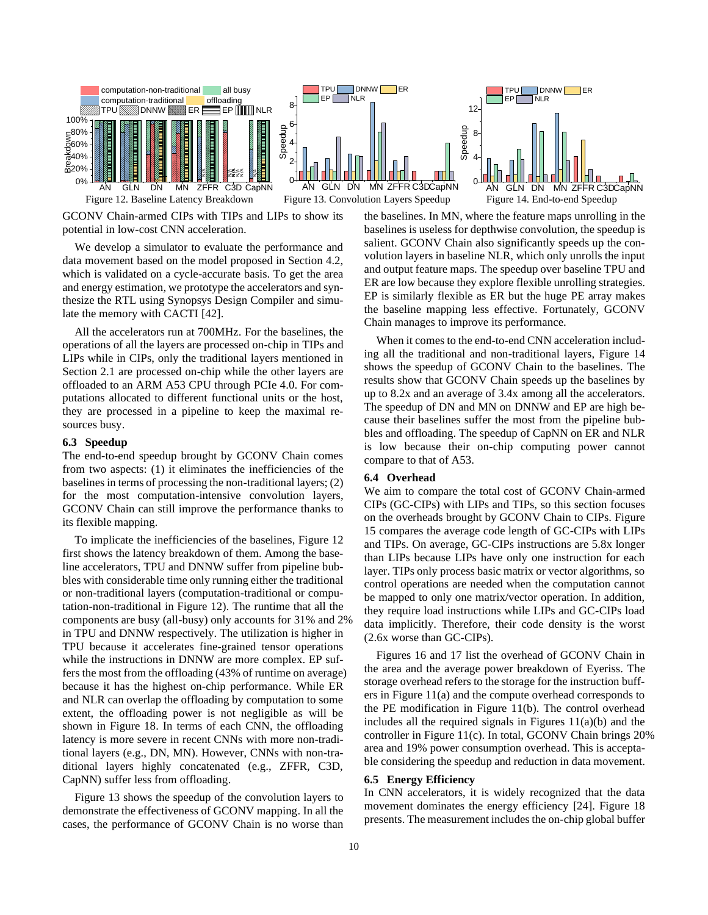Figure 12. Baseline Latency Breakdown

Figure 13. Convolution Layers Speedup

Figure 14. End-to-end Speedup

GCONV Chain-armed CIPs with TIPs and LIPs to show its potential in low-cost CNN acceleration.

We develop a simulator to evaluate the performance and data movement based on the model proposed in Section 4.2, which is validated on a cycle-accurate basis. To get the area and energy estimation, we prototype the accelerators and synthesize the RTL using Synopsys Design Compiler and simulate the memory with CACTI [42].

All the accelerators run at 700MHz. For the baselines, the operations of all the layers are processed on-chip in TIPs and LIPs while in CIPs, only the traditional layers mentioned in Section 2.1 are processed on-chip while the other layers are offloaded to an ARM A53 CPU through PCIe 4.0. For computations allocated to different functional units or the host, they are processed in a pipeline to keep the maximal resources busy.

### 6.3 Speedup

The end-to-end speedup brought by GCONV Chain comes from two aspects: (1) it eliminates the inefficiencies of the baselines in terms of processing the non-traditional layers; (2) for the most computation-intensive convolution layers, GCONV Chain can still improve the performance thanks to its flexible mapping.

To implicate the inefficiencies of the baselines, Figure 12 first shows the latency breakdown of them. Among the baseline accelerators, TPU and DNNW suffer from pipeline bubbles with considerable time only running either the traditional or non-traditional layers (computation-traditional or computation-non-traditional in Figure 12). The runtime that all the components are busy (all-busy) only accounts for 31% and 2% in TPU and DNNW respectively. The utilization is higher in TPU because it accelerates fine-grained tensor operations while the instructions in DNNW are more complex. EP suffers the most from the offloading (43% of runtime on average) because it has the highest on-chip performance. While ER and NLR can overlap the offloading by computation to some extent, the offloading power is not negligible as will be shown in Figure 18. In terms of each CNN, the offloading latency is more severe in recent CNNs with more non-traditional layers (e.g., DN, MN). However, CNNs with non-traditional layers highly concatenated (e.g., ZFFR, C3D, CapNN) suffer less from offloading.

Figure 13 shows the speedup of the convolution layers to demonstrate the effectiveness of GCONV mapping. In all the cases, the performance of GCONV Chain is no worse than the baselines. In MN, where the feature maps unrolling in the baselines is useless for depthwise convolution, the speedup is salient. GCONV Chain also significantly speeds up the convolution layers in baseline NLR, which only unrolls the input and output feature maps. The speedup over baseline TPU and ER are low because they explore flexible unrolling strategies. EP is similarly flexible as ER but the huge PE array makes the baseline mapping less effective. Fortunately, GCONV Chain manages to improve its performance.

When it comes to the end-to-end CNN acceleration including all the traditional and non-traditional layers, Figure 14 shows the speedup of GCONV Chain to the baselines. The results show that GCONV Chain speeds up the baselines by up to 8.2x and an average of 3.4x among all the accelerators. The speedup of DN and MN on DNNW and EP are high because their baselines suffer the most from the pipeline bubbles and offloading. The speedup of CapNN on ER and NLR is low because their on-chip computing power cannot compare to that of A53.

### 6.4 Overhead

We aim to compare the total cost of GCONV Chain-armed CIPs (GC-CIPs) with LIPs and TIPs, so this section focuses on the overheads brought by GCONV Chain to CIPs. Figure 15 compares the average code length of GC-CIPs with LIPs and TIPs. On average, GC-CIPs instructions are 5.8x longer than LIPs because LIPs have only one instruction for each layer. TIPs only process basic matrix or vector algorithms, so control operations are needed when the computation cannot be mapped to only one matrix/vector operation. In addition, they require load instructions while LIPs and GC-CIPs load data implicitly. Therefore, their code density is the worst (2.6x worse than GC-CIPs).

Figures 16 and 17 list the overhead of GCONV Chain in the area and the average power breakdown of Eyeriss. The storage overhead refers to the storage for the instruction buffers in Figure 11(a) and the compute overhead corresponds to the PE modification in Figure 11(b). The control overhead includes all the required signals in Figures 11(a)(b) and the controller in Figure 11(c). In total, GCONV Chain brings 20% area and 19% power consumption overhead. This is acceptable considering the speedup and reduction in data movement.

### 6.5 Energy Efficiency

In CNN accelerators, it is widely recognized that the data movement dominates the energy efficiency [24]. Figure 18 presents. The measurement includes the on-chip global buffer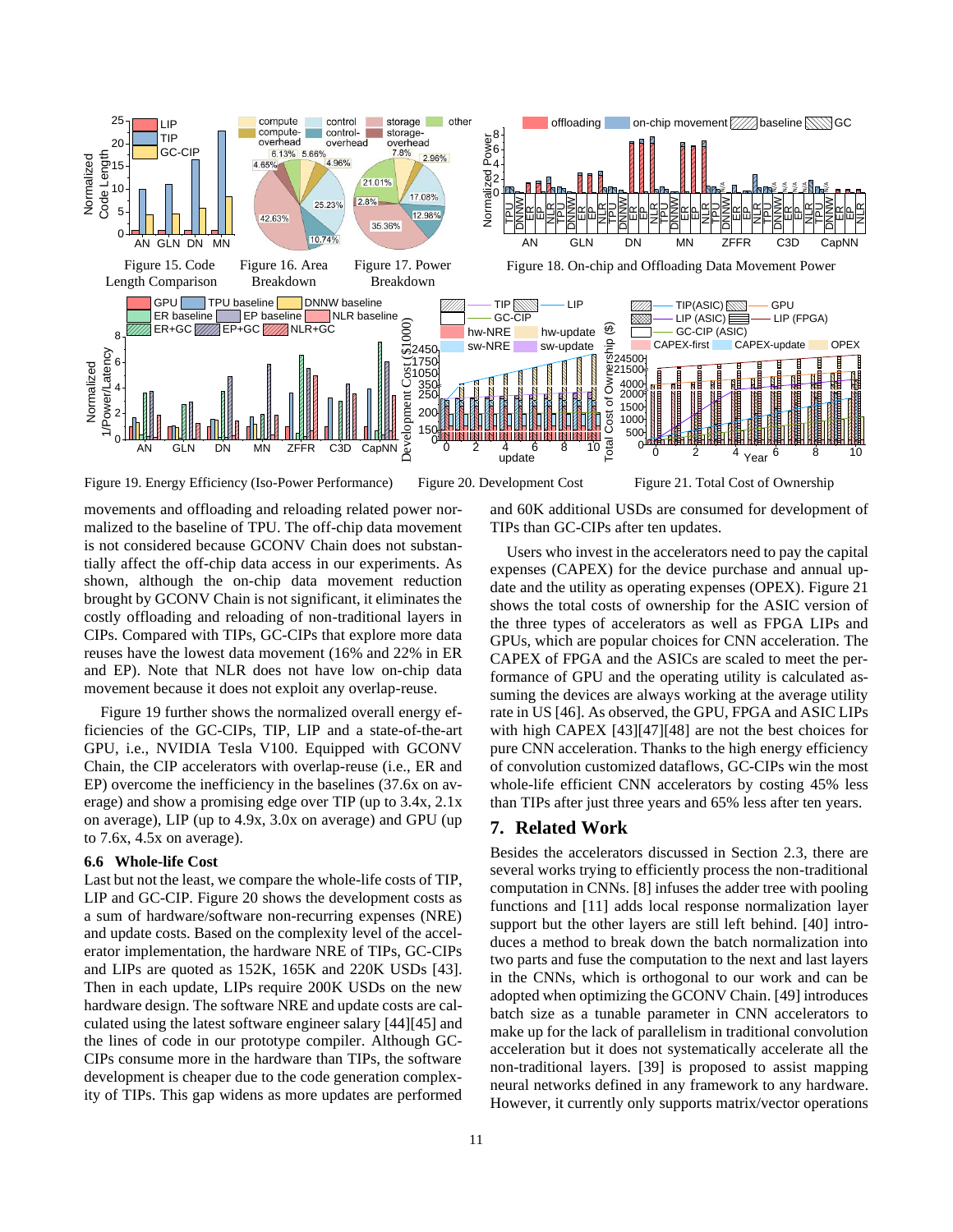Figure 15. Code Length Comparison

Figure 16. Area Breakdown

Figure 17. Power Breakdown

Figure 18. On-chip and Offloading Data Movement Power

Figure 19. Energy Efficiency (Iso-Power Performance)

Figure 20. Development Cost

Figure 21. Total Cost of Ownership

movements and offloading and reloading related power normalized to the baseline of TPU. The off-chip data movement is not considered because GCONV Chain does not substantially affect the off-chip data access in our experiments. As shown, although the on-chip data movement reduction brought by GCONV Chain is not significant, it eliminates the costly offloading and reloading of non-traditional layers in CIPs. Compared with TIPs, GC-CIPs that explore more data reuses have the lowest data movement (16% and 22% in ER and EP). Note that NLR does not have low on-chip data movement because it does not exploit any overlap-reuse.

Figure 19 further shows the normalized overall energy efficiencies of the GC-CIPs, TIP, LIP and a state-of-the-art GPU, i.e., NVIDIA Tesla V100. Equipped with GCONV Chain, the CIP accelerators with overlap-reuse (i.e., ER and EP) overcome the inefficiency in the baselines (37.6x on average) and show a promising edge over TIP (up to 3.4x, 2.1x on average), LIP (up to 4.9x, 3.0x on average) and GPU (up to 7.6x, 4.5x on average).

### 6.6 Whole-life Cost

Last but not the least, we compare the whole-life costs of TIP, LIP and GC-CIP. Figure 20 shows the development costs as a sum of hardware/software non-recurring expenses (NRE) and update costs. Based on the complexity level of the accelerator implementation, the hardware NRE of TIPs, GC-CIPs and LIPs are quoted as 152K, 165K and 220K USDs [43]. Then in each update, LIPs require 200K USDs on the new hardware design. The software NRE and update costs are calculated using the latest software engineer salary [44][45] and the lines of code in our prototype compiler. Although GC-CIPs consume more in the hardware than TIPs, the software development is cheaper due to the code generation complexity of TIPs. This gap widens as more updates are performed and 60K additional USDs are consumed for development of TIPs than GC-CIPs after ten updates.

Users who invest in the accelerators need to pay the capital expenses (CAPEX) for the device purchase and annual update and the utility as operating expenses (OPEX). Figure 21 shows the total costs of ownership the ASIC version of the three types of accelerators as well as FPGA LIPs and GPUs, which are popular choices for CNN acceleration. The CAPEX of FPGA and the ASICs are scaled to meet the performance of GPU and the operating utility is calculated assuming the devices are always working at the average utility rate in US [46]. As observed, the GPU, FPGA and ASIC LIPs with high CAPEX [43][47][48] are not the best choices for pure CNN acceleration. Thanks to the high energy efficiency of convolution customized dataflows, GC-CIPs win the most whole-life efficient CNN accelerators by costing 45% less than TIPs after just three years and 65% less after ten years.

## 7. Related Work

Besides the accelerators discussed in Section 2.3, there are several works trying to efficiently process the non-traditional computation in CNNs. [8] infuses the adder tree with pooling functions and [11] adds local response normalization layer support but the other layers are still left behind. [40] introduces a method to break down the batch normalization into two parts and fuse the computation to the next and last layers in the CNNs, which is orthogonal to our work and can be adopted when optimizing the GCONV Chain. [49] introduces batch size as a tunable parameter in CNN accelerators to make up for the lack of parallelism in traditional convolution acceleration but it does not systematically accelerate all the non-traditional layers. [39] is proposed to assist mapping neural networks defined in any framework to any hardware. However, it currently only supports matrix/vector operations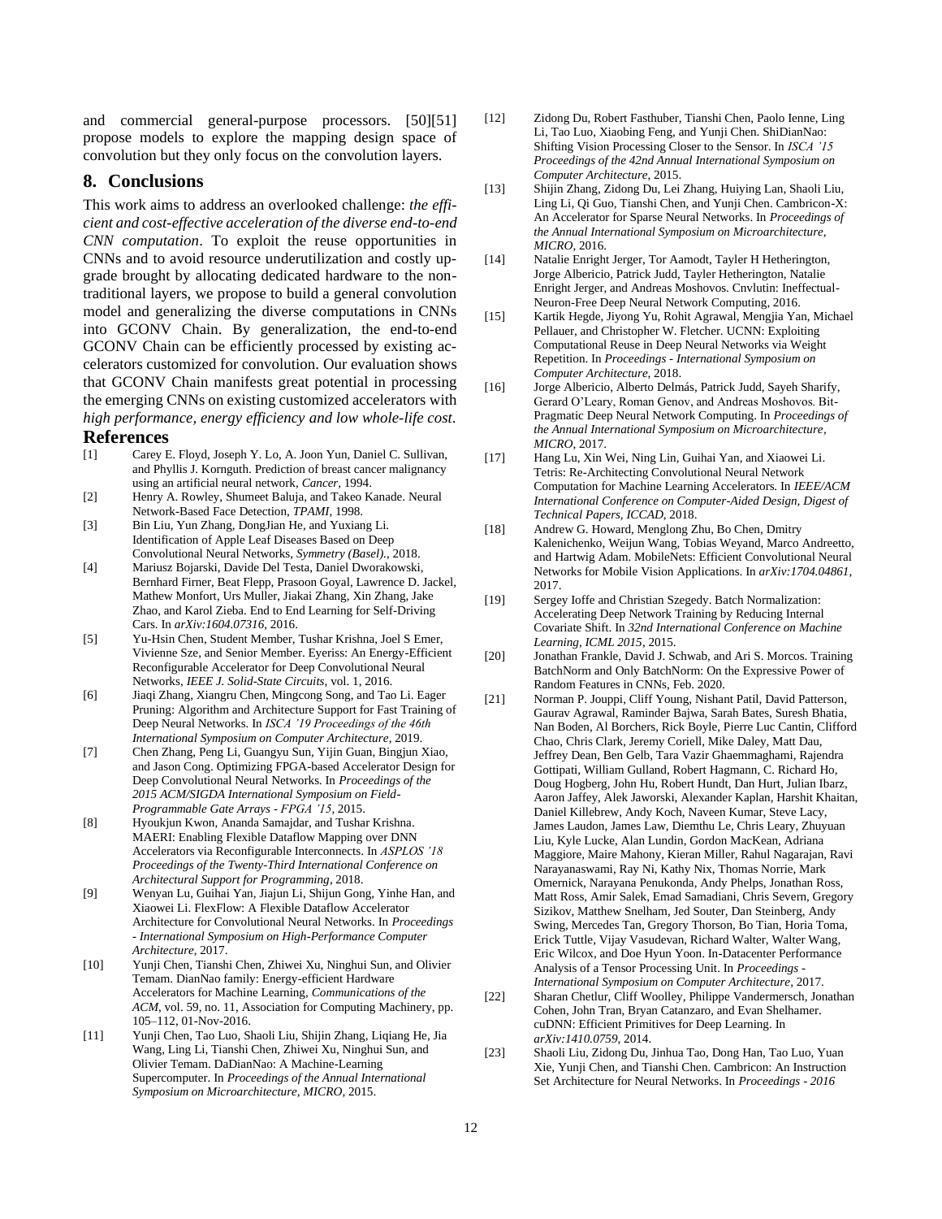and commercial general-purpose processors. [50][51] propose models to explore the mapping design space of convolution but they only focus on the convolution layers.

## 8. Conclusions

This work aims to address an overlooked challenge: *the efficient and cost-effective acceleration of the diverse end-to-end CNN computation*. To exploit the reuse opportunities in CNNs and to avoid resource underutilization and costly upgrade brought by allocating dedicated hardware to the non-traditional layers, we propose to build a general convolution model and generalizing the diverse computations in CNNs into GCONV Chain. By generalization, the end-to-end GCONV Chain can be efficiently processed by existing accelerators customized for convolution. Our evaluation shows that GCONV Chain manifests great potential in processing the emerging CNNs on existing customized accelerators with *high performance, energy efficiency and low whole-life cost*.

## References

[1] Carey E. Floyd, Joseph Y. Lo, A. Joon Yun, Daniel C. Sullivan, and Phyllis J. Kornguth. Prediction of breast cancer malignancy using an artificial neural network, *Cancer*, 1994.

[2] Henry A. Rowley, Shumeet Baluja, and Takeo Kanade. Neural Network-Based Face Detection, *TPAMI*, 1998.

[3] Bin Liu, Yun Zhang, DongJian He, and Yuxiang Li. Identification of Apple Leaf Diseases Based on Deep Convolutional Neural Networks, *Symmetry (Basel).*, 2018.

[4] Mariusz Bojarski, Davide Del Testa, Daniel Dworakowski, Bernhard Firner, Beat Flepp, Prasoon Goyal, Lawrence D. Jackel, Mathew Monfort, Urs Muller, Jiakai Zhang, Xin Zhang, Jake Zhao, and Karol Zieba. End to End Learning for Self-Driving Cars. In *arXiv:1604.07316*, 2016.

[5] Yu-Hsin Chen, Student Member, Tushar Krishna, Joel S Emer, Vivienne Sze, and Senior Member. Eyeriss: An Energy-Efficient Reconfigurable Accelerator for Deep Convolutional Neural Networks, *IEEE J. Solid-State Circuits*, vol. 1, 2016.

[6] Jiaqi Zhang, Xiangru Chen, Mingcong Song, and Tao Li. Eager Pruning: Algorithm and Architecture Support for Fast Training of Deep Neural Networks. In *ISCA '19 Proceedings of the 46th International Symposium on Computer Architecture*, 2019.

[7] Chen Zhang, Peng Li, Guangyu Sun, Yijin Guan, Bingjun Xiao, and Jason Cong. Optimizing FPGA-based Accelerator Design for Deep Convolutional Neural Networks. In *Proceedings of the 2015 ACM/SIGDA International Symposium on Field-Programmable Gate Arrays - FPGA '15*, 2015.

[8] Hyoukjun Kwon, Ananda Samajdar, and Tushar Krishna. MAERI: Enabling Flexible Dataflow Mapping over DNN Accelerators via Reconfigurable Interconnects. In *ASPLOS '18 Proceedings of the Twenty-Third International Conference on Architectural Support for Programming*, 2018.

[9] Wenyan Lu, Guihai Yan, Jiajun Li, Shijun Gong, Yinhe Han, and Xiaowei Li. FlexFlow: A Flexible Dataflow Accelerator Architecture for Convolutional Neural Networks. In *Proceedings - International Symposium on High-Performance Computer Architecture*, 2017.

[10] Yunji Chen, Tianshi Chen, Zhiwei Xu, Ninghui Sun, and Olivier Temam. DianNao family: Energy-efficient Hardware Accelerators for Machine Learning, *Communications of the ACM*, vol. 59, no. 11, Association for Computing Machinery, pp. 105–112, 01-Nov-2016.

[11] Yunji Chen, Tao Luo, Shaoli Liu, Shijin Zhang, Liqiang He, Jia Wang, Ling Li, Tianshi Chen, Zhiwei Xu, Ninghui Sun, and Olivier Temam. DaDianNao: A Machine-Learning Supercomputer. In *Proceedings of the Annual International Symposium on Microarchitecture, MICRO*, 2015.

[12] Zidong Du, Robert Fasthuber, Tianshi Chen, Paolo Ienne, Ling Li, Tao Luo, Xiaobing Feng, and Yunji Chen. ShiDianNao: Shifting Vision Processing Closer to the Sensor. In *ISCA '15 Proceedings of the 42nd Annual International Symposium on Computer Architecture*, 2015.

[13] Shijin Zhang, Zidong Du, Lei Zhang, Huiying Lan, Shaoli Liu, Ling Li, Qi Guo, Tianshi Chen, and Yunji Chen. Cambricon-X: An Accelerator for Sparse Neural Networks. In *Proceedings of the Annual International Symposium on Microarchitecture, MICRO*, 2016.

[14] Natalie Enright Jerger, Tor Aamodt, Tayler H Hetherington, Jorge Albericio, Patrick Judd, Tayler Hetherington, Natalie Enright Jerger, and Andreas Moshovos. Cnvlutin: Ineffectual-Neuron-Free Deep Neural Network Computing, 2016.

[15] Kartik Hegde, Jiyong Yu, Rohit Agrawal, Mengjia Yan, Michael Pellauer, and Christopher W. Fletcher. UCNN: Exploiting Computational Reuse in Deep Neural Networks via Weight Repetition. In *Proceedings - International Symposium on Computer Architecture*, 2018.

[16] Jorge Albericio, Alberto Delmás, Patrick Judd, Sayeh Sharify, Gerard O'Leary, Roman Genov, and Andreas Moshovos. Bit-Pragmatic Deep Neural Network Computing. In *Proceedings of the Annual International Symposium on Microarchitecture, MICRO*, 2017.

[17] Hang Lu, Xin Wei, Ning Lin, Guihai Yan, and Xiaowei Li. Tetris: Re-Architecting Convolutional Neural Network Computation for Machine Learning Accelerators. In *IEEE/ACM International Conference on Computer-Aided Design, Digest of Technical Papers, ICCAD*, 2018.

[18] Andrew G. Howard, Menglong Zhu, Bo Chen, Dmitry Kalenichenko, Weijun Wang, Tobias Weyand, Marco Andreetto, and Hartwig Adam. MobileNets: Efficient Convolutional Neural Networks for Mobile Vision Applications. In *arXiv:1704.04861*, 2017.

[19] Sergey Ioffe and Christian Szegedy. Batch Normalization: Accelerating Deep Network Training by Reducing Internal Covariate Shift. In *32nd International Conference on Machine Learning, ICML 2015*, 2015.

[20] Jonathan Frankle, David J. Schwab, and Ari S. Morcos. Training BatchNorm and Only BatchNorm: On the Expressive Power of Random Features in CNNs, Feb. 2020.

[21] Norman P. Jouppi, Cliff Young, Nishant Patil, David Patterson, Gaurav Agrawal, Raminder Bajwa, Sarah Bates, Suresh Bhatia, Nan Boden, Al Borchers, Rick Boyle, Pierre Luc Cantin, Clifford Chao, Chris Clark, Jeremy Coriell, Mike Daley, Matt Dau, Jeffrey Dean, Ben Gelb, Tara Vazir Ghaemmaghami, Rajendra Gottipati, William Gulland, Robert Hagmann, C. Richard Ho, Doug Hogberg, John Hu, Robert Hundt, Dan Hurt, Julian Ibarz, Aaron Jaffey, Alek Jaworski, Alexander Kaplan, Harshit Khaitan, Daniel Killebrew, Andy Koch, Naveen Kumar, Steve Lacy, James Laudon, James Law, Diemthu Le, Chris Leary, Zhuyuan Liu, Kyle Lucke, Alan Lundin, Gordon MacKean, Adriana Maggiore, Maire Mahony, Kieran Miller, Rahul Nagarajan, Ravi Narayanaswami, Ray Ni, Kathy Nix, Thomas Norrie, Mark Omernick, Narayana Penukonda, Andy Phelps, Jonathan Ross, Matt Ross, Amir Salek, Emad Samadiani, Chris Severn, Gregory Sizikov, Matthew Snelham, Jed Souter, Dan Steinberg, Andy Swing, Mercedes Tan, Gregory Thorson, Bo Tian, Horia Toma, Erick Tuttle, Vijay Vasudevan, Richard Walter, Walter Wang, Eric Wilcox, and Doe Hyun Yoon. In-Datacenter Performance Analysis of a Tensor Processing Unit. In *Proceedings - International Symposium on Computer Architecture*, 2017.

[22] Sharan Chetlur, Cliff Woolley, Philippe Vandermersch, Jonathan Cohen, John Tran, Bryan Catanzaro, and Evan Shelhamer. cuDNN: Efficient Primitives for Deep Learning. In *arXiv:1410.0759*, 2014.

[23] Shaoli Liu, Zidong Du, Jinhua Tao, Dong Han, Tao Luo, Yuan Xie, Yunji Chen, and Tianshi Chen. Cambricon: An Instruction Set Architecture for Neural Networks. In *Proceedings - 2016*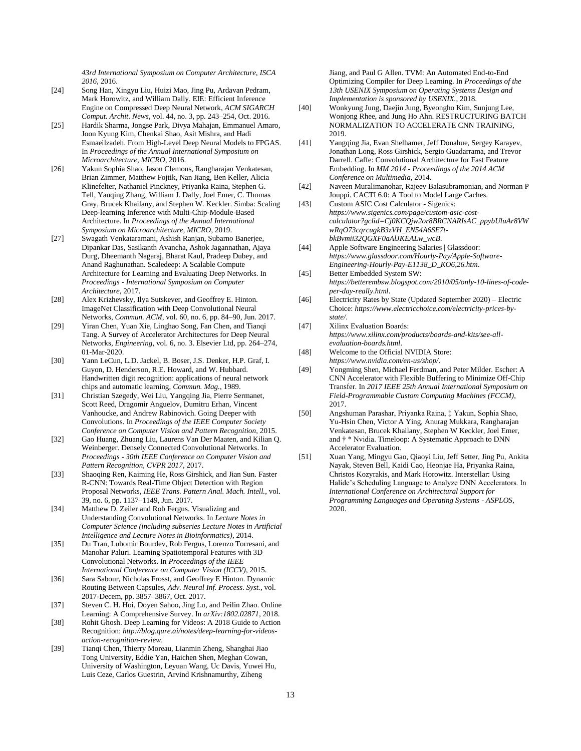*43rd International Symposium on Computer Architecture, ISCA 2016*, 2016.

[24] Song Han, Xingyu Liu, Huizi Mao, Jing Pu, Ardavan Pedram, Mark Horowitz, and William Dally. EIE: Efficient Inference Engine on Compressed Deep Neural Network, *ACM SIGARCH Comput. Archit. News*, vol. 44, no. 3, pp. 243–254, Oct. 2016.

[25] Hardik Sharma, Jongse Park, Divya Mahajan, Emmanuel Amaro, Joon Kyung Kim, Chenkai Shao, Asit Mishra, and Hadi Esmaeilzadeh. From High-Level Deep Neural Models to FPGAS. In *Proceedings of the Annual International Symposium on Microarchitecture, MICRO*, 2016.

[26] Yakun Sophia Shao, Jason Clemons, Rangharajan Venkatesan, Brian Zimmer, Matthew Fojtik, Nan Jiang, Ben Keller, Alicia Klinefelter, Nathaniel Pinckney, Priyanka Raina, Stephen G. Tell, Yanqing Zhang, William J. Dally, Joel Emer, C. Thomas Gray, Brucek Khailany, and Stephen W. Keckler. Simba: Scaling Deep-learning Inference with Multi-Chip-Module-Based Architecture. In *Proceedings of the Annual International Symposium on Microarchitecture, MICRO*, 2019.

[27] Swagath Venkataramani, Ashish Ranjan, Subarno Banerjee, Dipankar Das, Sasikanth Avancha, Ashok Jagannathan, Ajaya Durg, Dheemanth Nagaraj, Bharat Kaul, Pradeep Dubey, and Anand Raghunathan. Scaledeep: A Scalable Compute Architecture for Learning and Evaluating Deep Networks. In *Proceedings - International Symposium on Computer Architecture*, 2017.

[28] Alex Krizhevsky, Ilya Sutskever, and Geoffrey E. Hinton. ImageNet Classification with Deep Convolutional Neural Networks, *Commun. ACM*, vol. 60, no. 6, pp. 84–90, Jun. 2017.

[29] Yiran Chen, Yuan Xie, Linghao Song, Fan Chen, and Tianqi Tang. A Survey of Accelerator Architectures for Deep Neural Networks, *Engineering*, vol. 6, no. 3. Elsevier Ltd, pp. 264–274, 01-Mar-2020.

[30] Yann LeCun, L.D. Jackel, B. Boser, J.S. Denker, H.P. Graf, I. Guyon, D. Henderson, R.E. Howard, and W. Hubbard. Handwritten digit recognition: applications of neural network chips and automatic learning, *Commun. Mag.*, 1989.

[31] Christian Szegedy, Wei Liu, Yangqing Jia, Pierre Sermanet, Scott Reed, Dragomir Anguelov, Dumitru Erhan, Vincent Vanhoucke, and Andrew Rabinovich. Going Deeper with Convolutions. In *Proceedings of the IEEE Computer Society Conference on Computer Vision and Pattern Recognition*, 2015.

[32] Gao Huang, Zhuang Liu, Laurens Van Der Maaten, and Kilian Q. Weinberger. Densely Connected Convolutional Networks. In *Proceedings - 30th IEEE Conference on Computer Vision and Pattern Recognition, CVPR 2017*, 2017.

[33] Shaoqing Ren, Kaiming He, Ross Girshick, and Jian Sun. Faster R-CNN: Towards Real-Time Object Detection with Region Proposal Networks, *IEEE Trans. Pattern Anal. Mach. Intell.*, vol. 39, no. 6, pp. 1137–1149, Jun. 2017.

[34] Matthew D. Zeiler and Rob Fergus. Visualizing and Understanding Convolutional Networks. In *Lecture Notes in Computer Science (including subseries Lecture Notes in Artificial Intelligence and Lecture Notes in Bioinformatics)*, 2014.

[35] Du Tran, Lubomir Bourdev, Rob Fergus, Lorenzo Torresani, and Manohar Paluri. Learning Spatiotemporal Features with 3D Convolutional Networks. In *Proceedings of the IEEE International Conference on Computer Vision (ICCV)*, 2015.

[36] Sara Sabour, Nicholas Frosst, and Geoffrey E Hinton. Dynamic Routing Between Capsules, *Adv. Neural Inf. Process. Syst.*, vol. 2017-Decem, pp. 3857–3867, Oct. 2017.

[37] Steven C. H. Hoi, Doyen Sahoo, Jing Lu, and Peilin Zhao. Online Learning: A Comprehensive Survey. In *arXiv:1802.02871*, 2018.

[38] Rohit Ghosh. Deep Learning for Videos: A 2018 Guide to Action Recognition: *http://blog.qure.ai/notes/deep-learning-for-videos-action-recognition-review*.

[39] Tianqi Chen, Thierry Moreau, Lianmin Zheng, Shanghai Jiao Tong University, Eddie Yan, Haichen Shen, Meghan Cowan, University of Washington, Leyuan Wang, Uc Davis, Yuwei Hu, Luis Ceze, Carlos Guestrin, Arvind Krishnamurthy, Ziheng Jiang, and Paul G Allen. TVM: An Automated End-to-End Optimizing Compiler for Deep Learning. In *Proceedings of the 13th USENIX Symposium on Operating Systems Design and Implementation is sponsored by USENIX.*, 2018.

[40] Wonkyung Jung, Daejin Jung, Byeongho Kim, Sunjung Lee, Wonjong Rhee, and Jung Ho Ahn. RESTRUCTURING BATCH NORMALIZATION TO ACCELERATE CNN TRAINING, 2019.

[41] Yangqing Jia, Evan Shelhamer, Jeff Donahue, Sergey Karayev, Jonathan Long, Ross Girshick, Sergio Guadarrama, and Trevor Darrell. Caffe: Convolutional Architecture for Fast Feature Embedding. In *MM 2014 - Proceedings of the 2014 ACM Conference on Multimedia*, 2014.

[42] Naveen Muralimanohar, Rajeev Balasubramonian, and Norman P Jouppi. CACTI 6.0: A Tool to Model Large Caches.

[43] Custom ASIC Cost Calculator - Sigenics: *https://www.sigenics.com/page/custom-asic-cost-calculator?gclid=Cj0KCQjw2or8BRCNARIsAC_ppybUluAr8VWwRqO73cqrcugkB3zVH_EN54A6SE7t-bkBvmii32QGXF0aAlJKEALw_wcB*.

[44] Apple Software Engineering Salaries | Glassdoor: *https://www.glassdoor.com/Hourly-Pay/Apple-Software-Engineering-Hourly-Pay-E1138_D_KO6,26.htm*.

[45] Better Embedded System SW: *https://betterembsw.blogspot.com/2010/05/only-10-lines-of-code-per-day-really.html*.

[46] Electricity Rates by State (Updated September 2020) – Electric Choice: *https://www.electricchoice.com/electricity-prices-by-state/*.

[47] Xilinx Evaluation Boards: *https://www.xilinx.com/products/boards-and-kits/see-all-evaluation-boards.html*.

[48] Welcome to the Official NVIDIA Store: *https://www.nvidia.com/en-us/shop/*.

[49] Yongming Shen, Michael Ferdman, and Peter Milder. Escher: A CNN Accelerator with Flexible Buffering to Minimize Off-Chip Transfer. In *2017 IEEE 25th Annual International Symposium on Field-Programmable Custom Computing Machines (FCCM)*, 2017.

[50] Angshuman Parashar, Priyanka Raina, ‡ Yakun, Sophia Shao, Yu-Hsin Chen, Victor A Ying, Anurag Mukkara, Rangharajan Venkatesan, Brucek Khailany, Stephen W Keckler, Joel Emer, and † * Nvidia. Timeloop: A Systematic Approach to DNN Accelerator Evaluation.

[51] Xuan Yang, Mingyu Gao, Qiaoyi Liu, Jeff Setter, Jing Pu, Ankita Nayak, Steven Bell, Kaidi Cao, Heonjae Ha, Priyanka Raina, Christos Kozyrakis, and Mark Horowitz. Interstellar: Using Halide's Scheduling Language to Analyze DNN Accelerators. In *International Conference on Architectural Support for Programming Languages and Operating Systems - ASPLOS*, 2020.